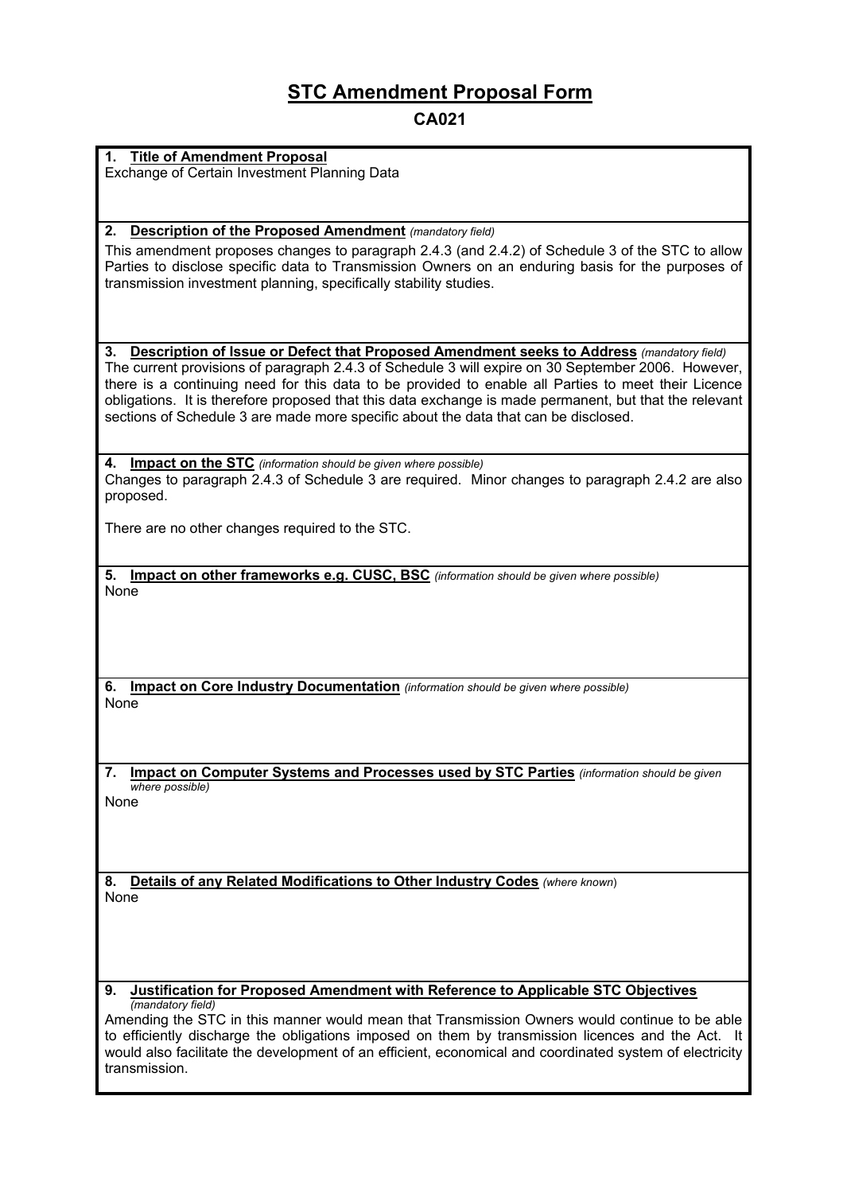# STC Amendment Proposal Form

## CA021

**1. Title of Amendment Proposal**

Exchange of Certain Investment Planning Data

**2. Description of the Proposed Amendment** *(mandatory field)*

This amendment proposes changes to paragraph 2.4.3 (and 2.4.2) of Schedule 3 of the STC to allow Parties to disclose specific data to Transmission Owners on an enduring basis for the purposes of transmission investment planning, specifically stability studies.

**3. Description of Issue or Defect that Proposed Amendment seeks to Address** *(mandatory field)*

The current provisions of paragraph 2.4.3 of Schedule 3 will expire on 30 September 2006. However, there is a continuing need for this data to be provided to enable all Parties to meet their Licence obligations. It is therefore proposed that this data exchange is made permanent, but that the relevant sections of Schedule 3 are made more specific about the data that can be disclosed.

**4. Impact on the STC** *(information should be given where possible)*

Changes to paragraph 2.4.3 of Schedule 3 are required. Minor changes to paragraph 2.4.2 are also proposed.

There are no other changes required to the STC.

**5. Impact on other frameworks e.g. CUSC, BSC** *(information should be given where possible)*

None

**6. Impact on Core Industry Documentation** *(information should be given where possible)*

None

**7. Impact on Computer Systems and Processes used by STC Parties** *(information should be given where possible)*

None

**8. Details of any Related Modifications to Other Industry Codes** *(where known)*

None

**9. Justification for Proposed Amendment with Reference to Applicable STC Objectives** *(mandatory field)*

Amending the STC in this manner would mean that Transmission Owners would continue to be able to efficiently discharge the obligations imposed on them by transmission licences and the Act. It would also facilitate the development of an efficient, economical and coordinated system of electricity transmission.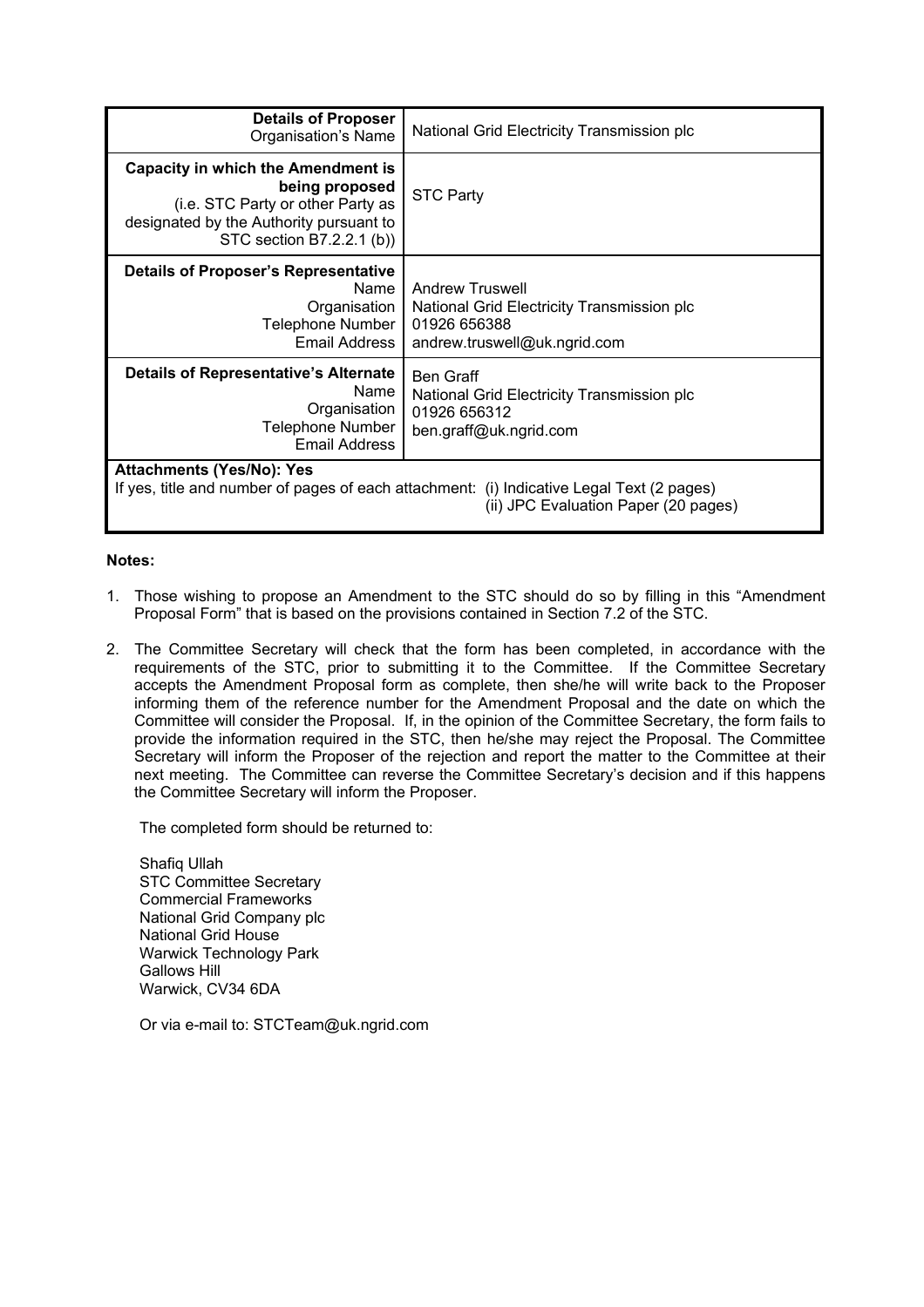| **Details of Proposer**<br>Organisation's Name | National Grid Electricity Transmission plc |
|---|---|
| **Capacity in which the Amendment is being proposed**<br>(i.e. STC Party or other Party as designated by the Authority pursuant to STC section B7.2.2.1 (b)) | STC Party |
| **Details of Proposer's Representative**<br>Name<br>Organisation<br>Telephone Number<br>Email Address | Andrew Truswell<br>National Grid Electricity Transmission plc<br>01926 656388<br>andrew.truswell@uk.ngrid.com |
| **Details of Representative's Alternate**<br>Name<br>Organisation<br>Telephone Number<br>Email Address | Ben Graff<br>National Grid Electricity Transmission plc<br>01926 656312<br>ben.graff@uk.ngrid.com |
| **Attachments (Yes/No): Yes**<br>If yes, title and number of pages of each attachment: (i) Indicative Legal Text (2 pages)<br>(ii) JPC Evaluation Paper (20 pages) | |

**Notes:**

1. Those wishing to propose an Amendment to the STC should do so by filling in this "Amendment Proposal Form" that is based on the provisions contained in Section 7.2 of the STC.

2. The Committee Secretary will check that the form has been completed, in accordance with the requirements of the STC, prior to submitting it to the Committee. If the Committee Secretary accepts the Amendment Proposal form as complete, then she/he will write back to the Proposer informing them of the reference number for the Amendment Proposal and the date on which the Committee will consider the Proposal. If, in the opinion of the Committee Secretary, the form fails to provide the information required in the STC, then he/she may reject the Proposal. The Committee Secretary will inform the Proposer of the rejection and report the matter to the Committee at their next meeting. The Committee can reverse the Committee Secretary's decision and if this happens the Committee Secretary will inform the Proposer.

   The completed form should be returned to:

   Shafiq Ullah
   STC Committee Secretary
   Commercial Frameworks
   National Grid Company plc
   National Grid House
   Warwick Technology Park
   Gallows Hill
   Warwick, CV34 6DA

   Or via e-mail to: STCTeam@uk.ngrid.com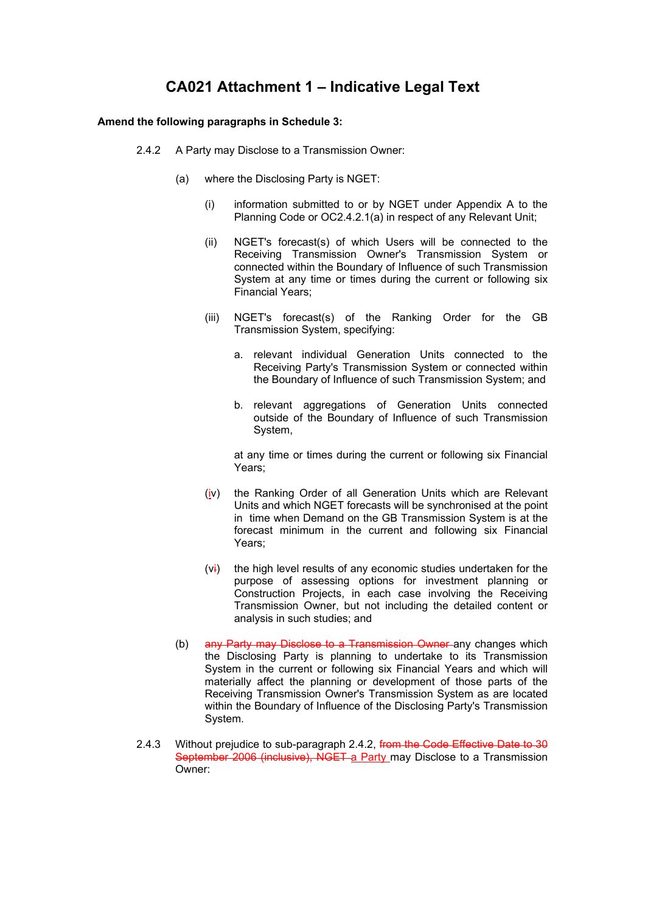# CA021 Attachment 1 – Indicative Legal Text

**Amend the following paragraphs in Schedule 3:**

2.4.2 A Party may Disclose to a Transmission Owner:

(a) where the Disclosing Party is NGET:

(i) information submitted to or by NGET under Appendix A to the Planning Code or OC2.4.2.1(a) in respect of any Relevant Unit;

(ii) NGET's forecast(s) of which Users will be connected to the Receiving Transmission Owner's Transmission System or connected within the Boundary of Influence of such Transmission System at any time or times during the current or following six Financial Years;

(iii) NGET's forecast(s) of the Ranking Order for the GB Transmission System, specifying:

a. relevant individual Generation Units connected to the Receiving Party's Transmission System or connected within the Boundary of Influence of such Transmission System; and

b. relevant aggregations of Generation Units connected outside of the Boundary of Influence of such Transmission System,

at any time or times during the current or following six Financial Years;

(iv) the Ranking Order of all Generation Units which are Relevant Units and which NGET forecasts will be synchronised at the point in time when Demand on the GB Transmission System is at the forecast minimum in the current and following six Financial Years;

(v~~i~~) the high level results of any economic studies undertaken for the purpose of assessing options for investment planning or Construction Projects, in each case involving the Receiving Transmission Owner, but not including the detailed content or analysis in such studies; and

(b) ~~any Party may Disclose to a Transmission Owner~~ any changes which the Disclosing Party is planning to undertake to its Transmission System in the current or following six Financial Years and which will materially affect the planning or development of those parts of the Receiving Transmission Owner's Transmission System as are located within the Boundary of Influence of the Disclosing Party's Transmission System.

2.4.3 Without prejudice to sub-paragraph 2.4.2, ~~from the Code Effective Date to 30 September 2006 (inclusive), NGET~~ a Party may Disclose to a Transmission Owner: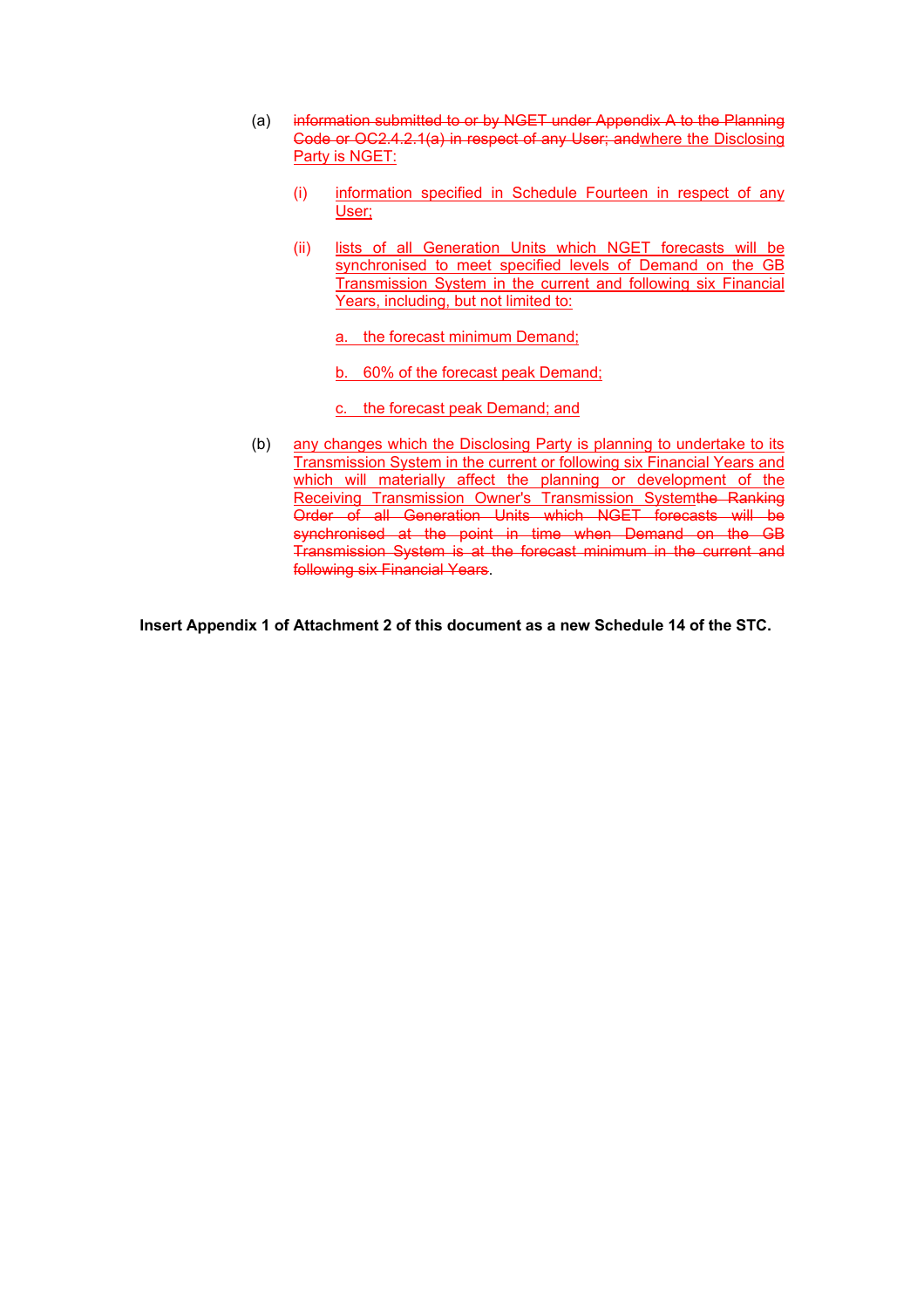(a) ~~information submitted to or by NGET under Appendix A to the Planning Code or OC2.4.2.1(a) in respect of any User; and~~where the Disclosing Party is NGET:

  (i) information specified in Schedule Fourteen in respect of any User;

  (ii) lists of all Generation Units which NGET forecasts will be synchronised to meet specified levels of Demand on the GB Transmission System in the current and following six Financial Years, including, but not limited to:

    a. the forecast minimum Demand;

    b. 60% of the forecast peak Demand;

    c. the forecast peak Demand; and

(b) any changes which the Disclosing Party is planning to undertake to its Transmission System in the current or following six Financial Years and which will materially affect the planning or development of the Receiving Transmission Owner's Transmission System~~the Ranking Order of all Generation Units which NGET forecasts will be synchronised at the point in time when Demand on the GB Transmission System is at the forecast minimum in the current and following six Financial Years~~.

**Insert Appendix 1 of Attachment 2 of this document as a new Schedule 14 of the STC.**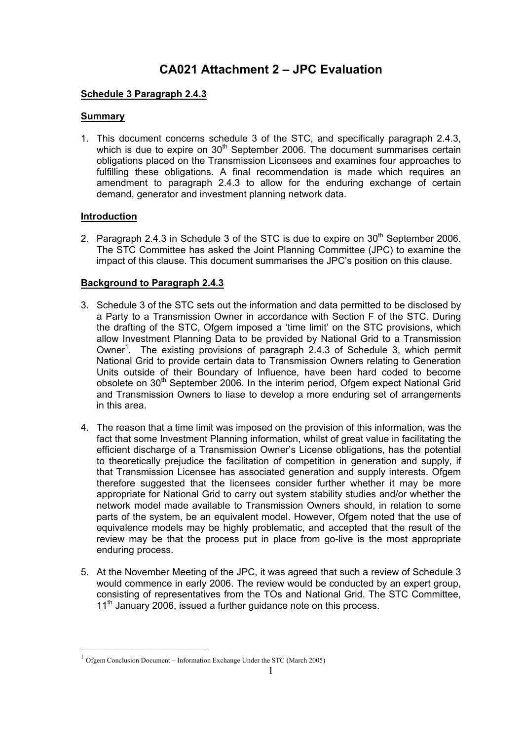# CA021 Attachment 2 – JPC Evaluation

**Schedule 3 Paragraph 2.4.3**

**Summary**

1. This document concerns schedule 3 of the STC, and specifically paragraph 2.4.3, which is due to expire on $30^{th}$ September 2006. The document summarises certain obligations placed on the Transmission Licensees and examines four approaches to fulfilling these obligations. A final recommendation is made which requires an amendment to paragraph 2.4.3 to allow for the enduring exchange of certain demand, generator and investment planning network data.

**Introduction**

2. Paragraph 2.4.3 in Schedule 3 of the STC is due to expire on $30^{th}$ September 2006. The STC Committee has asked the Joint Planning Committee (JPC) to examine the impact of this clause. This document summarises the JPC's position on this clause.

**Background to Paragraph 2.4.3**

3. Schedule 3 of the STC sets out the information and data permitted to be disclosed by a Party to a Transmission Owner in accordance with Section F of the STC. During the drafting of the STC, Ofgem imposed a 'time limit' on the STC provisions, which allow Investment Planning Data to be provided by National Grid to a Transmission Owner[1]. The existing provisions of paragraph 2.4.3 of Schedule 3, which permit National Grid to provide certain data to Transmission Owners relating to Generation Units outside of their Boundary of Influence, have been hard coded to become obsolete on $30^{th}$ September 2006. In the interim period, Ofgem expect National Grid and Transmission Owners to liase to develop a more enduring set of arrangements in this area.

4. The reason that a time limit was imposed on the provision of this information, was the fact that some Investment Planning information, whilst of great value in facilitating the efficient discharge of a Transmission Owner's License obligations, has the potential to theoretically prejudice the facilitation of competition in generation and supply, if that Transmission Licensee has associated generation and supply interests. Ofgem therefore suggested that the licensees consider further whether it may be more appropriate for National Grid to carry out system stability studies and/or whether the network model made available to Transmission Owners should, in relation to some parts of the system, be an equivalent model. However, Ofgem noted that the use of equivalence models may be highly problematic, and accepted that the result of the review may be that the process put in place from go-live is the most appropriate enduring process.

5. At the November Meeting of the JPC, it was agreed that such a review of Schedule 3 would commence in early 2006. The review would be conducted by an expert group, consisting of representatives from the TOs and National Grid. The STC Committee, $11^{th}$ January 2006, issued a further guidance note on this process.

[1] Ofgem Conclusion Document – Information Exchange Under the STC (March 2005)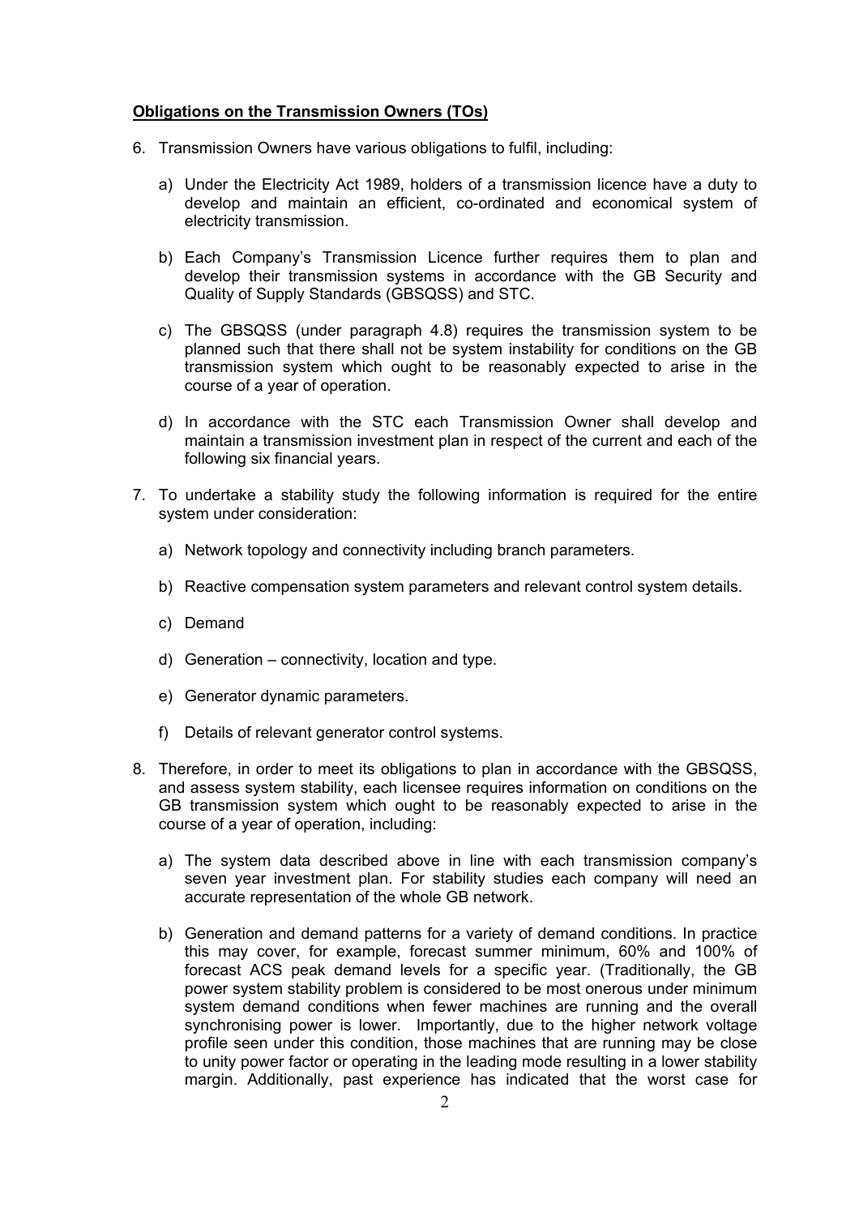**Obligations on the Transmission Owners (TOs)**

6. Transmission Owners have various obligations to fulfil, including:

   a) Under the Electricity Act 1989, holders of a transmission licence have a duty to develop and maintain an efficient, co-ordinated and economical system of electricity transmission.

   b) Each Company's Transmission Licence further requires them to plan and develop their transmission systems in accordance with the GB Security and Quality of Supply Standards (GBSQSS) and STC.

   c) The GBSQSS (under paragraph 4.8) requires the transmission system to be planned such that there shall not be system instability for conditions on the GB transmission system which ought to be reasonably expected to arise in the course of a year of operation.

   d) In accordance with the STC each Transmission Owner shall develop and maintain a transmission investment plan in respect of the current and each of the following six financial years.

7. To undertake a stability study the following information is required for the entire system under consideration:

   a) Network topology and connectivity including branch parameters.

   b) Reactive compensation system parameters and relevant control system details.

   c) Demand

   d) Generation – connectivity, location and type.

   e) Generator dynamic parameters.

   f) Details of relevant generator control systems.

8. Therefore, in order to meet its obligations to plan in accordance with the GBSQSS, and assess system stability, each licensee requires information on conditions on the GB transmission system which ought to be reasonably expected to arise in the course of a year of operation, including:

   a) The system data described above in line with each transmission company's seven year investment plan. For stability studies each company will need an accurate representation of the whole GB network.

   b) Generation and demand patterns for a variety of demand conditions. In practice this may cover, for example, forecast summer minimum, 60% and 100% of forecast ACS peak demand levels for a specific year. (Traditionally, the GB power system stability problem is considered to be most onerous under minimum system demand conditions when fewer machines are running and the overall synchronising power is lower. Importantly, due to the higher network voltage profile seen under this condition, those machines that are running may be close to unity power factor or operating in the leading mode resulting in a lower stability margin. Additionally, past experience has indicated that the worst case for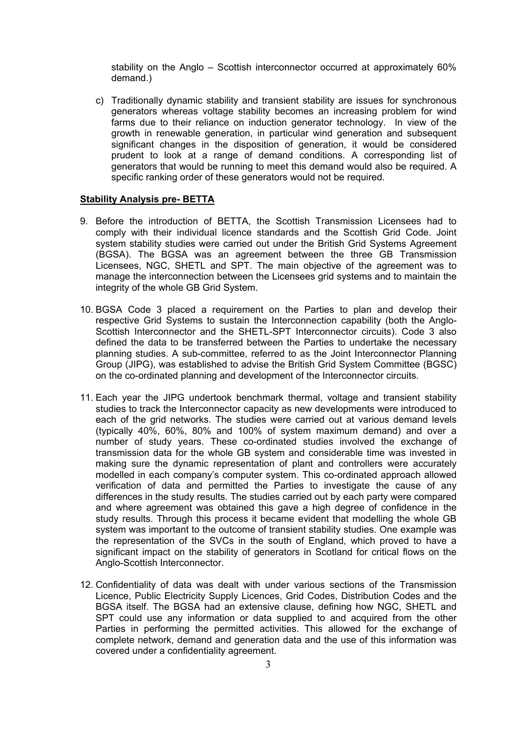stability on the Anglo – Scottish interconnector occurred at approximately 60% demand.)

c) Traditionally dynamic stability and transient stability are issues for synchronous generators whereas voltage stability becomes an increasing problem for wind farms due to their reliance on induction generator technology. In view of the growth in renewable generation, in particular wind generation and subsequent significant changes in the disposition of generation, it would be considered prudent to look at a range of demand conditions. A corresponding list of generators that would be running to meet this demand would also be required. A specific ranking order of these generators would not be required.

**Stability Analysis pre- BETTA**

9. Before the introduction of BETTA, the Scottish Transmission Licensees had to comply with their individual licence standards and the Scottish Grid Code. Joint system stability studies were carried out under the British Grid Systems Agreement (BGSA). The BGSA was an agreement between the three GB Transmission Licensees, NGC, SHETL and SPT. The main objective of the agreement was to manage the interconnection between the Licensees grid systems and to maintain the integrity of the whole GB Grid System.

10. BGSA Code 3 placed a requirement on the Parties to plan and develop their respective Grid Systems to sustain the Interconnection capability (both the Anglo-Scottish Interconnector and the SHETL-SPT Interconnector circuits). Code 3 also defined the data to be transferred between the Parties to undertake the necessary planning studies. A sub-committee, referred to as the Joint Interconnector Planning Group (JIPG), was established to advise the British Grid System Committee (BGSC) on the co-ordinated planning and development of the Interconnector circuits.

11. Each year the JIPG undertook benchmark thermal, voltage and transient stability studies to track the Interconnector capacity as new developments were introduced to each of the grid networks. The studies were carried out at various demand levels (typically 40%, 60%, 80% and 100% of system maximum demand) and over a number of study years. These co-ordinated studies involved the exchange of transmission data for the whole GB system and considerable time was invested in making sure the dynamic representation of plant and controllers were accurately modelled in each company's computer system. This co-ordinated approach allowed verification of data and permitted the Parties to investigate the cause of any differences in the study results. The studies carried out by each party were compared and where agreement was obtained this gave a high degree of confidence in the study results. Through this process it became evident that modelling the whole GB system was important to the outcome of transient stability studies. One example was the representation of the SVCs in the south of England, which proved to have a significant impact on the stability of generators in Scotland for critical flows on the Anglo-Scottish Interconnector.

12. Confidentiality of data was dealt with under various sections of the Transmission Licence, Public Electricity Supply Licences, Grid Codes, Distribution Codes and the BGSA itself. The BGSA had an extensive clause, defining how NGC, SHETL and SPT could use any information or data supplied to and acquired from the other Parties in performing the permitted activities. This allowed for the exchange of complete network, demand and generation data and the use of this information was covered under a confidentiality agreement.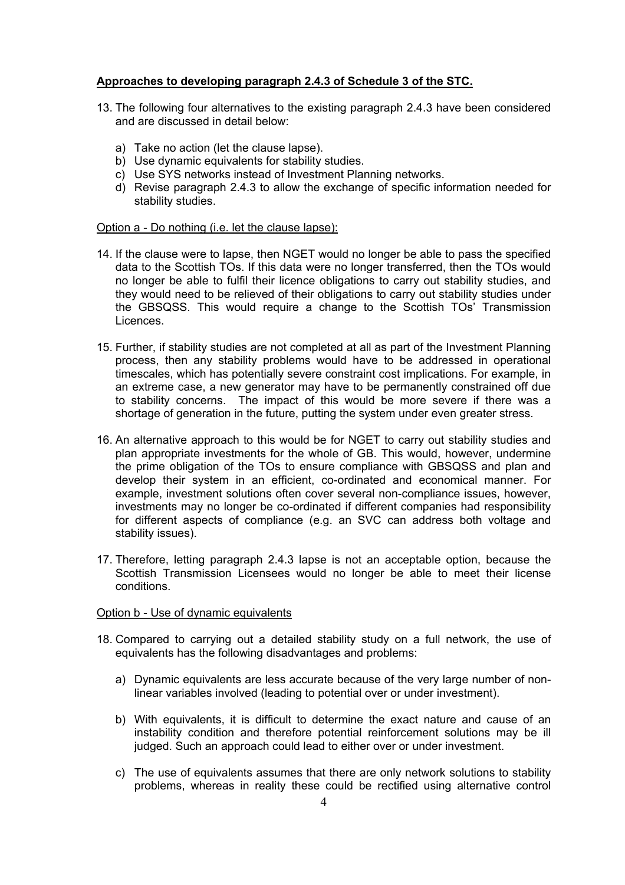**Approaches to developing paragraph 2.4.3 of Schedule 3 of the STC.**

13. The following four alternatives to the existing paragraph 2.4.3 have been considered and are discussed in detail below:

    a) Take no action (let the clause lapse).
    b) Use dynamic equivalents for stability studies.
    c) Use SYS networks instead of Investment Planning networks.
    d) Revise paragraph 2.4.3 to allow the exchange of specific information needed for stability studies.

Option a - Do nothing (i.e. let the clause lapse):

14. If the clause were to lapse, then NGET would no longer be able to pass the specified data to the Scottish TOs. If this data were no longer transferred, then the TOs would no longer be able to fulfil their licence obligations to carry out stability studies, and they would need to be relieved of their obligations to carry out stability studies under the GBSQSS. This would require a change to the Scottish TOs' Transmission Licences.

15. Further, if stability studies are not completed at all as part of the Investment Planning process, then any stability problems would have to be addressed in operational timescales, which has potentially severe constraint cost implications. For example, in an extreme case, a new generator may have to be permanently constrained off due to stability concerns. The impact of this would be more severe if there was a shortage of generation in the future, putting the system under even greater stress.

16. An alternative approach to this would be for NGET to carry out stability studies and plan appropriate investments for the whole of GB. This would, however, undermine the prime obligation of the TOs to ensure compliance with GBSQSS and plan and develop their system in an efficient, co-ordinated and economical manner. For example, investment solutions often cover several non-compliance issues, however, investments may no longer be co-ordinated if different companies had responsibility for different aspects of compliance (e.g. an SVC can address both voltage and stability issues).

17. Therefore, letting paragraph 2.4.3 lapse is not an acceptable option, because the Scottish Transmission Licensees would no longer be able to meet their license conditions.

Option b - Use of dynamic equivalents

18. Compared to carrying out a detailed stability study on a full network, the use of equivalents has the following disadvantages and problems:

    a) Dynamic equivalents are less accurate because of the very large number of non-linear variables involved (leading to potential over or under investment).

    b) With equivalents, it is difficult to determine the exact nature and cause of an instability condition and therefore potential reinforcement solutions may be ill judged. Such an approach could lead to either over or under investment.

    c) The use of equivalents assumes that there are only network solutions to stability problems, whereas in reality these could be rectified using alternative control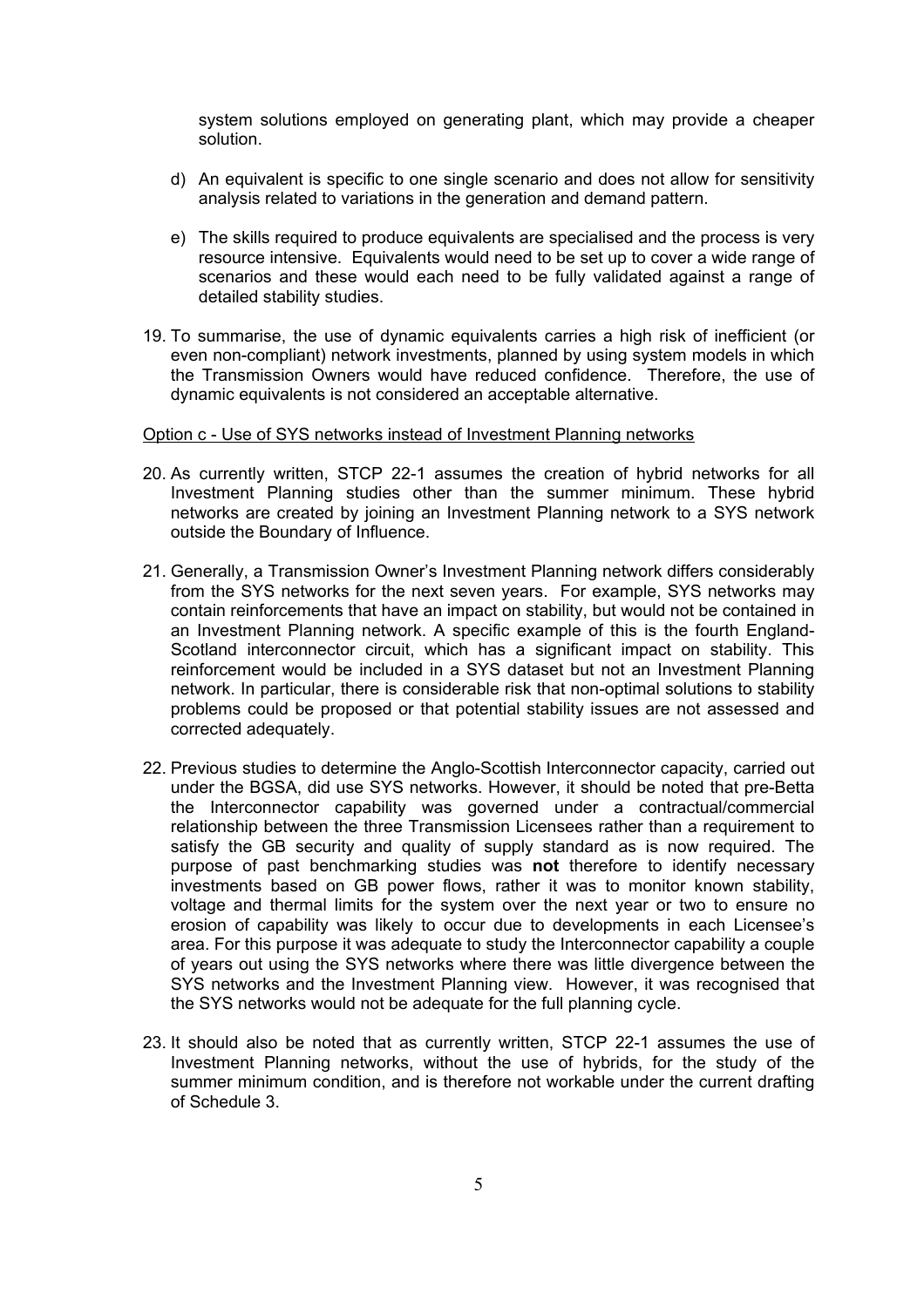system solutions employed on generating plant, which may provide a cheaper solution.

d) An equivalent is specific to one single scenario and does not allow for sensitivity analysis related to variations in the generation and demand pattern.

e) The skills required to produce equivalents are specialised and the process is very resource intensive. Equivalents would need to be set up to cover a wide range of scenarios and these would each need to be fully validated against a range of detailed stability studies.

19. To summarise, the use of dynamic equivalents carries a high risk of inefficient (or even non-compliant) network investments, planned by using system models in which the Transmission Owners would have reduced confidence. Therefore, the use of dynamic equivalents is not considered an acceptable alternative.

<u>Option c - Use of SYS networks instead of Investment Planning networks</u>

20. As currently written, STCP 22-1 assumes the creation of hybrid networks for all Investment Planning studies other than the summer minimum. These hybrid networks are created by joining an Investment Planning network to a SYS network outside the Boundary of Influence.

21. Generally, a Transmission Owner's Investment Planning network differs considerably from the SYS networks for the next seven years. For example, SYS networks may contain reinforcements that have an impact on stability, but would not be contained in an Investment Planning network. A specific example of this is the fourth England-Scotland interconnector circuit, which has a significant impact on stability. This reinforcement would be included in a SYS dataset but not an Investment Planning network. In particular, there is considerable risk that non-optimal solutions to stability problems could be proposed or that potential stability issues are not assessed and corrected adequately.

22. Previous studies to determine the Anglo-Scottish Interconnector capacity, carried out under the BGSA, did use SYS networks. However, it should be noted that pre-Betta the Interconnector capability was governed under a contractual/commercial relationship between the three Transmission Licensees rather than a requirement to satisfy the GB security and quality of supply standard as is now required. The purpose of past benchmarking studies was **not** therefore to identify necessary investments based on GB power flows, rather it was to monitor known stability, voltage and thermal limits for the system over the next year or two to ensure no erosion of capability was likely to occur due to developments in each Licensee's area. For this purpose it was adequate to study the Interconnector capability a couple of years out using the SYS networks where there was little divergence between the SYS networks and the Investment Planning view. However, it was recognised that the SYS networks would not be adequate for the full planning cycle.

23. It should also be noted that as currently written, STCP 22-1 assumes the use of Investment Planning networks, without the use of hybrids, for the study of the summer minimum condition, and is therefore not workable under the current drafting of Schedule 3.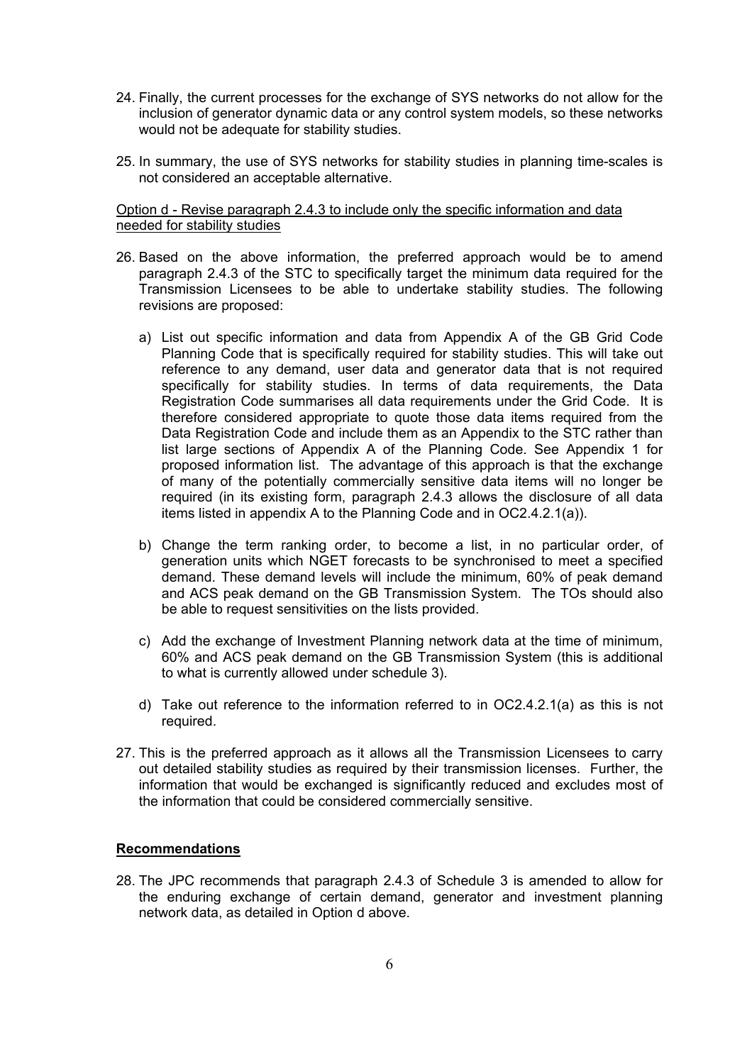24. Finally, the current processes for the exchange of SYS networks do not allow for the inclusion of generator dynamic data or any control system models, so these networks would not be adequate for stability studies.

25. In summary, the use of SYS networks for stability studies in planning time-scales is not considered an acceptable alternative.

<u>Option d - Revise paragraph 2.4.3 to include only the specific information and data needed for stability studies</u>

26. Based on the above information, the preferred approach would be to amend paragraph 2.4.3 of the STC to specifically target the minimum data required for the Transmission Licensees to be able to undertake stability studies. The following revisions are proposed:

    a) List out specific information and data from Appendix A of the GB Grid Code Planning Code that is specifically required for stability studies. This will take out reference to any demand, user data and generator data that is not required specifically for stability studies. In terms of data requirements, the Data Registration Code summarises all data requirements under the Grid Code. It is therefore considered appropriate to quote those data items required from the Data Registration Code and include them as an Appendix to the STC rather than list large sections of Appendix A of the Planning Code. See Appendix 1 for proposed information list. The advantage of this approach is that the exchange of many of the potentially commercially sensitive data items will no longer be required (in its existing form, paragraph 2.4.3 allows the disclosure of all data items listed in appendix A to the Planning Code and in OC2.4.2.1(a)).

    b) Change the term ranking order, to become a list, in no particular order, of generation units which NGET forecasts to be synchronised to meet a specified demand. These demand levels will include the minimum, 60% of peak demand and ACS peak demand on the GB Transmission System. The TOs should also be able to request sensitivities on the lists provided.

    c) Add the exchange of Investment Planning network data at the time of minimum, 60% and ACS peak demand on the GB Transmission System (this is additional to what is currently allowed under schedule 3).

    d) Take out reference to the information referred to in OC2.4.2.1(a) as this is not required.

27. This is the preferred approach as it allows all the Transmission Licensees to carry out detailed stability studies as required by their transmission licenses. Further, the information that would be exchanged is significantly reduced and excludes most of the information that could be considered commercially sensitive.

**<u>Recommendations</u>**

28. The JPC recommends that paragraph 2.4.3 of Schedule 3 is amended to allow for the enduring exchange of certain demand, generator and investment planning network data, as detailed in Option d above.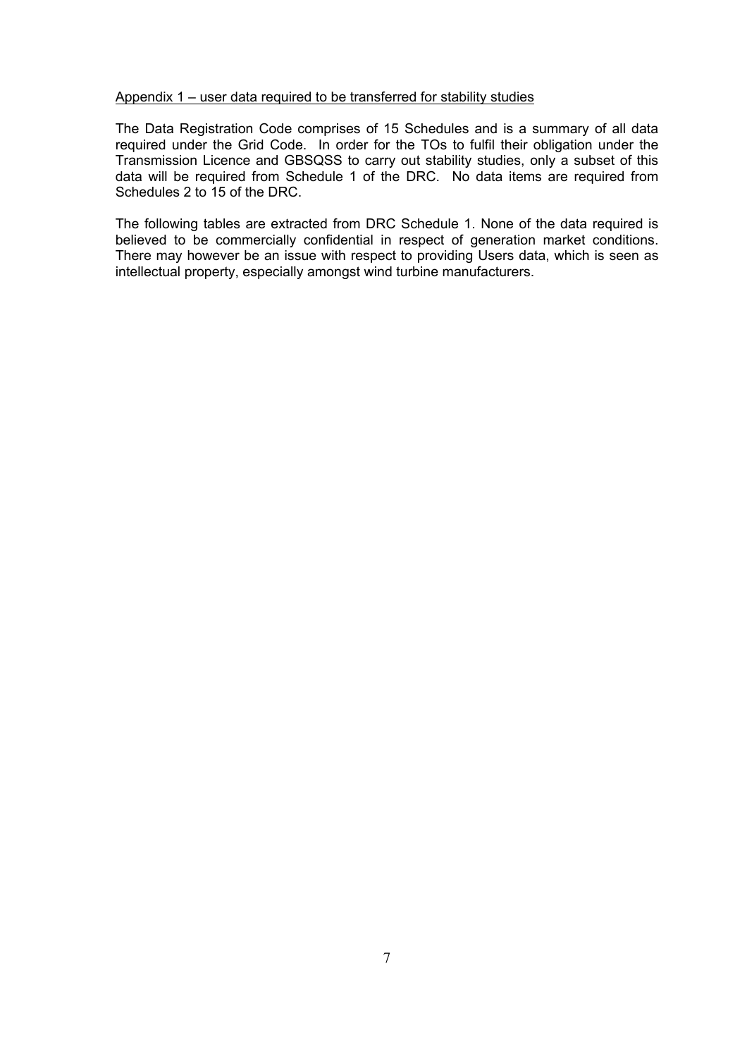Appendix 1 – user data required to be transferred for stability studies

The Data Registration Code comprises of 15 Schedules and is a summary of all data required under the Grid Code. In order for the TOs to fulfil their obligation under the Transmission Licence and GBSQSS to carry out stability studies, only a subset of this data will be required from Schedule 1 of the DRC. No data items are required from Schedules 2 to 15 of the DRC.

The following tables are extracted from DRC Schedule 1. None of the data required is believed to be commercially confidential in respect of generation market conditions. There may however be an issue with respect to providing Users data, which is seen as intellectual property, especially amongst wind turbine manufacturers.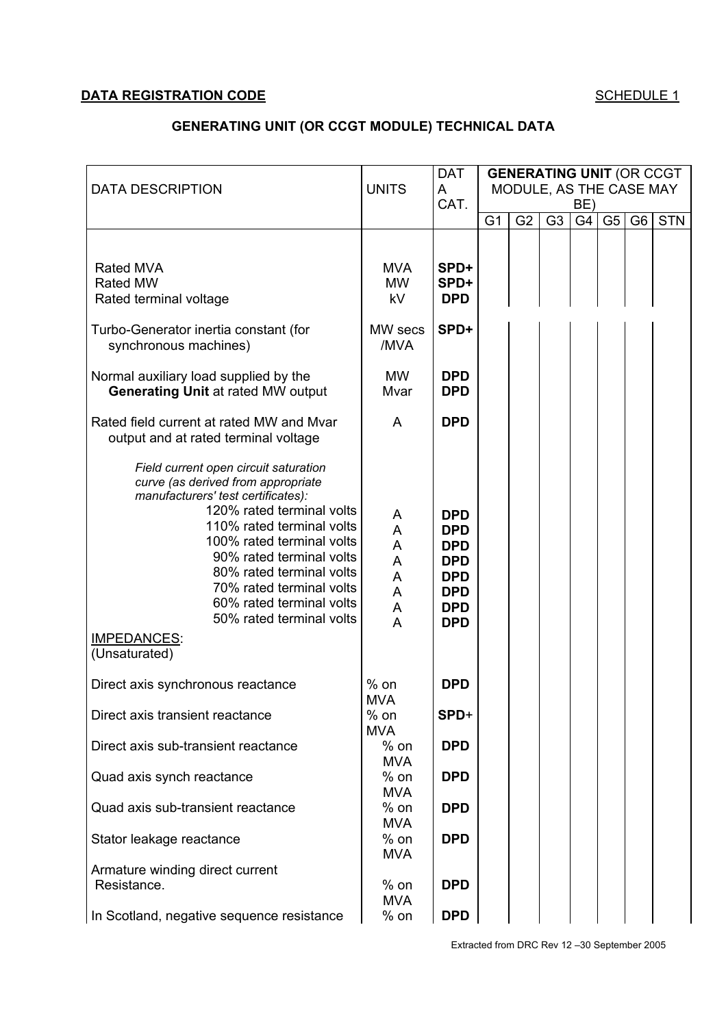**DATA REGISTRATION CODE** SCHEDULE 1

## GENERATING UNIT (OR CCGT MODULE) TECHNICAL DATA

| DATA DESCRIPTION | UNITS | DATA CAT. | **GENERATING UNIT** (OR CCGT MODULE, AS THE CASE MAY BE) | | | | | | |
|---|---|---|---|---|---|---|---|---|---|
| | | | G1 | G2 | G3 | G4 | G5 | G6 | STN |
| Rated MVA | MVA | **SPD+** | | | | | | | |
| Rated MW | MW | **SPD+** | | | | | | | |
| Rated terminal voltage | kV | **DPD** | | | | | | | |
| Turbo-Generator inertia constant (for synchronous machines) | MW secs /MVA | **SPD+** | | | | | | | |
| Normal auxiliary load supplied by the **Generating Unit** at rated MW output | MW | **DPD** | | | | | | | |
| | Mvar | **DPD** | | | | | | | |
| Rated field current at rated MW and Mvar output and at rated terminal voltage | A | **DPD** | | | | | | | |
| *Field current open circuit saturation curve (as derived from appropriate manufacturers' test certificates):* | | | | | | | | | |
| 120% rated terminal volts | A | **DPD** | | | | | | | |
| 110% rated terminal volts | A | **DPD** | | | | | | | |
| 100% rated terminal volts | A | **DPD** | | | | | | | |
| 90% rated terminal volts | A | **DPD** | | | | | | | |
| 80% rated terminal volts | A | **DPD** | | | | | | | |
| 70% rated terminal volts | A | **DPD** | | | | | | | |
| 60% rated terminal volts | A | **DPD** | | | | | | | |
| 50% rated terminal volts | A | **DPD** | | | | | | | |
| <u>IMPEDANCES</u>: (Unsaturated) | | | | | | | | | |
| Direct axis synchronous reactance | % on MVA | **DPD** | | | | | | | |
| Direct axis transient reactance | % on MVA | **SPD**+ | | | | | | | |
| Direct axis sub-transient reactance | % on MVA | **DPD** | | | | | | | |
| Quad axis synch reactance | % on MVA | **DPD** | | | | | | | |
| Quad axis sub-transient reactance | % on MVA | **DPD** | | | | | | | |
| Stator leakage reactance | % on MVA | **DPD** | | | | | | | |
| Armature winding direct current Resistance. | % on MVA | **DPD** | | | | | | | |
| In Scotland, negative sequence resistance | % on | **DPD** | | | | | | | |

Extracted from DRC Rev 12 –30 September 2005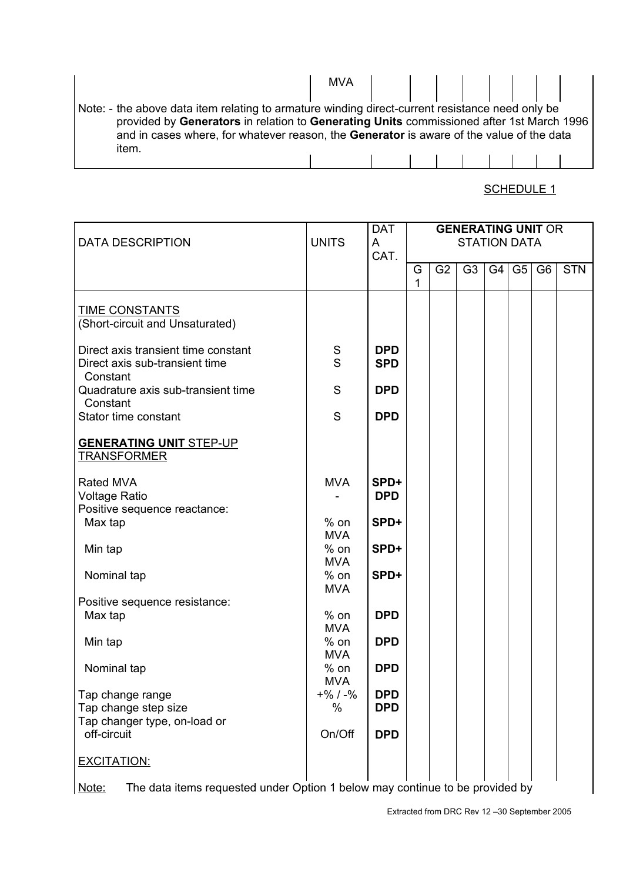| | MVA | | | | | | | | |
|---|---|---|---|---|---|---|---|---|---|

Note: - the above data item relating to armature winding direct-current resistance need only be provided by **Generators** in relation to **Generating Units** commissioned after 1st March 1996 and in cases where, for whatever reason, the **Generator** is aware of the value of the data item.

SCHEDULE 1

| DATA DESCRIPTION | UNITS | DATA CAT. | **GENERATING UNIT** OR STATION DATA | | | | | | |
|---|---|---|---|---|---|---|---|---|---|
| | | | G1 | G2 | G3 | G4 | G5 | G6 | STN |
| TIME CONSTANTS (Short-circuit and Unsaturated) | | | | | | | | | |
| Direct axis transient time constant | S | **DPD** | | | | | | | |
| Direct axis sub-transient time Constant | S | **SPD** | | | | | | | |
| Quadrature axis sub-transient time Constant | S | **DPD** | | | | | | | |
| Stator time constant | S | **DPD** | | | | | | | |
| **GENERATING UNIT** STEP-UP TRANSFORMER | | | | | | | | | |
| Rated MVA | MVA | **SPD+** | | | | | | | |
| Voltage Ratio | - | **DPD** | | | | | | | |
| Positive sequence reactance: | | | | | | | | | |
| Max tap | % on MVA | **SPD+** | | | | | | | |
| Min tap | % on MVA | **SPD+** | | | | | | | |
| Nominal tap | % on MVA | **SPD+** | | | | | | | |
| Positive sequence resistance: | | | | | | | | | |
| Max tap | % on MVA | **DPD** | | | | | | | |
| Min tap | % on MVA | **DPD** | | | | | | | |
| Nominal tap | % on MVA | **DPD** | | | | | | | |
| Tap change range | +% / -% | **DPD** | | | | | | | |
| Tap change step size | % | **DPD** | | | | | | | |
| Tap changer type, on-load or off-circuit | On/Off | **DPD** | | | | | | | |
| EXCITATION: | | | | | | | | | |

Note: The data items requested under Option 1 below may continue to be provided by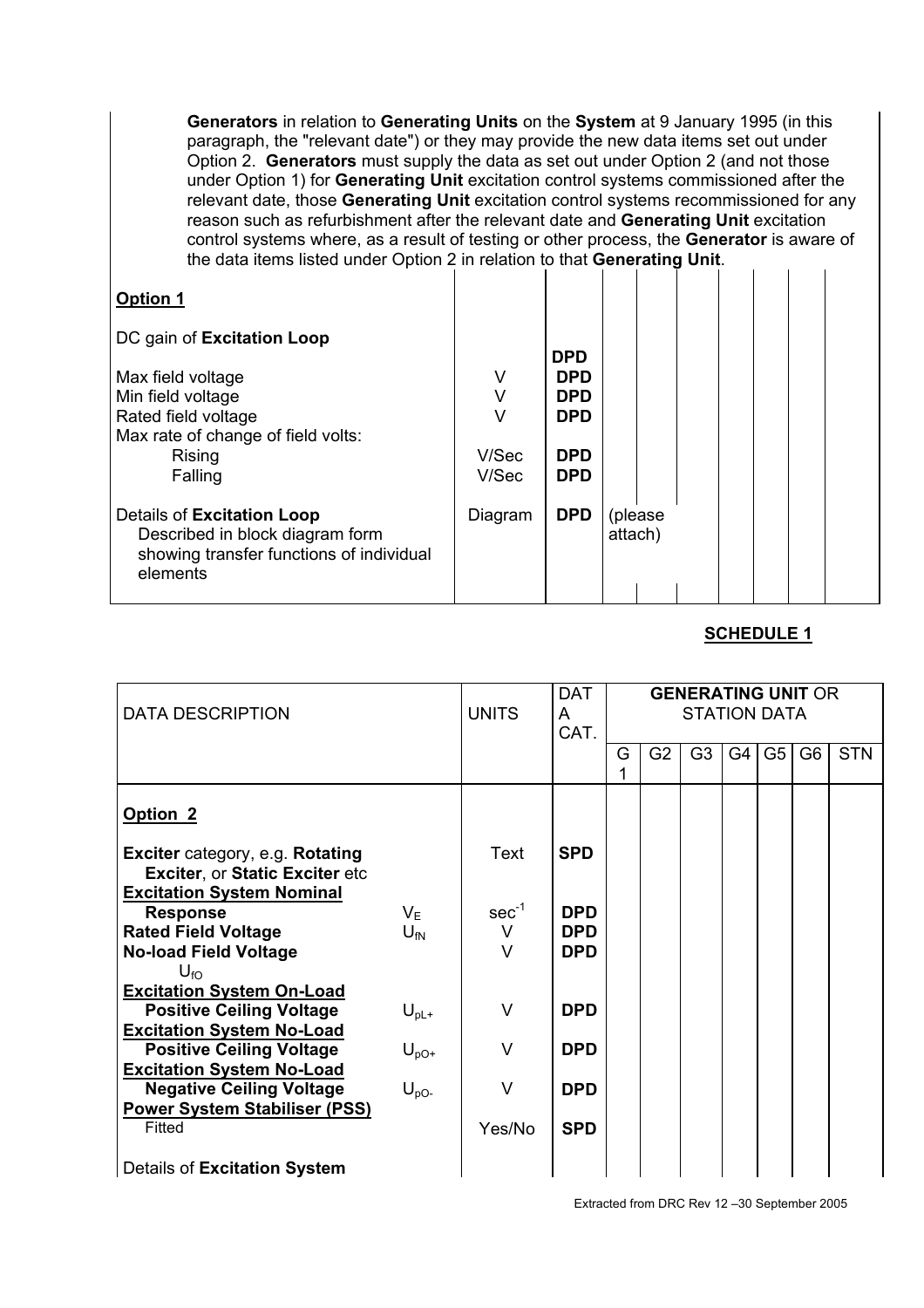**Generators** in relation to **Generating Units** on the **System** at 9 January 1995 (in this paragraph, the "relevant date") or they may provide the new data items set out under Option 2. **Generators** must supply the data as set out under Option 2 (and not those under Option 1) for **Generating Unit** excitation control systems commissioned after the relevant date, those **Generating Unit** excitation control systems recommissioned for any reason such as refurbishment after the relevant date and **Generating Unit** excitation control systems where, as a result of testing or other process, the **Generator** is aware of the data items listed under Option 2 in relation to that **Generating Unit**.

| | | | | | | | | | |
|---|---|---|---|---|---|---|---|---|---|
| **Option 1** | | | | | | | | | |
| DC gain of **Excitation Loop** | | **DPD** | | | | | | | |
| Max field voltage | V | **DPD** | | | | | | | |
| Min field voltage | V | **DPD** | | | | | | | |
| Rated field voltage | V | **DPD** | | | | | | | |
| Max rate of change of field volts: | | | | | | | | | |
| Rising | V/Sec | **DPD** | | | | | | | |
| Falling | V/Sec | **DPD** | | | | | | | |
| Details of **Excitation Loop** Described in block diagram form showing transfer functions of individual elements | Diagram | **DPD** | (please attach) | | | | | | |

**SCHEDULE 1**

| DATA DESCRIPTION | | UNITS | DATA CAT. | **GENERATING UNIT** OR STATION DATA | | | | | | |
|---|---|---|---|---|---|---|---|---|---|---|
| | | | | G1 | G2 | G3 | G4 | G5 | G6 | STN |
| **Option 2** | | | | | | | | | | |
| **Exciter** category, e.g. **Rotating Exciter**, or **Static Exciter** etc | | Text | **SPD** | | | | | | | |
| **Excitation System Nominal Response** | $V_E$ | $sec^{-1}$ | **DPD** | | | | | | | |
| **Rated Field Voltage** | $U_{fN}$ | V | **DPD** | | | | | | | |
| **No-load Field Voltage** $U_{fO}$ | | V | **DPD** | | | | | | | |
| **Excitation System On-Load Positive Ceiling Voltage** | $U_{pL+}$ | V | **DPD** | | | | | | | |
| **Excitation System No-Load Positive Ceiling Voltage** | $U_{pO+}$ | V | **DPD** | | | | | | | |
| **Excitation System No-Load Negative Ceiling Voltage** | $U_{pO-}$ | V | **DPD** | | | | | | | |
| **Power System Stabiliser (PSS)** Fitted | | Yes/No | **SPD** | | | | | | | |
| Details of **Excitation System** | | | | | | | | | | |

Extracted from DRC Rev 12 –30 September 2005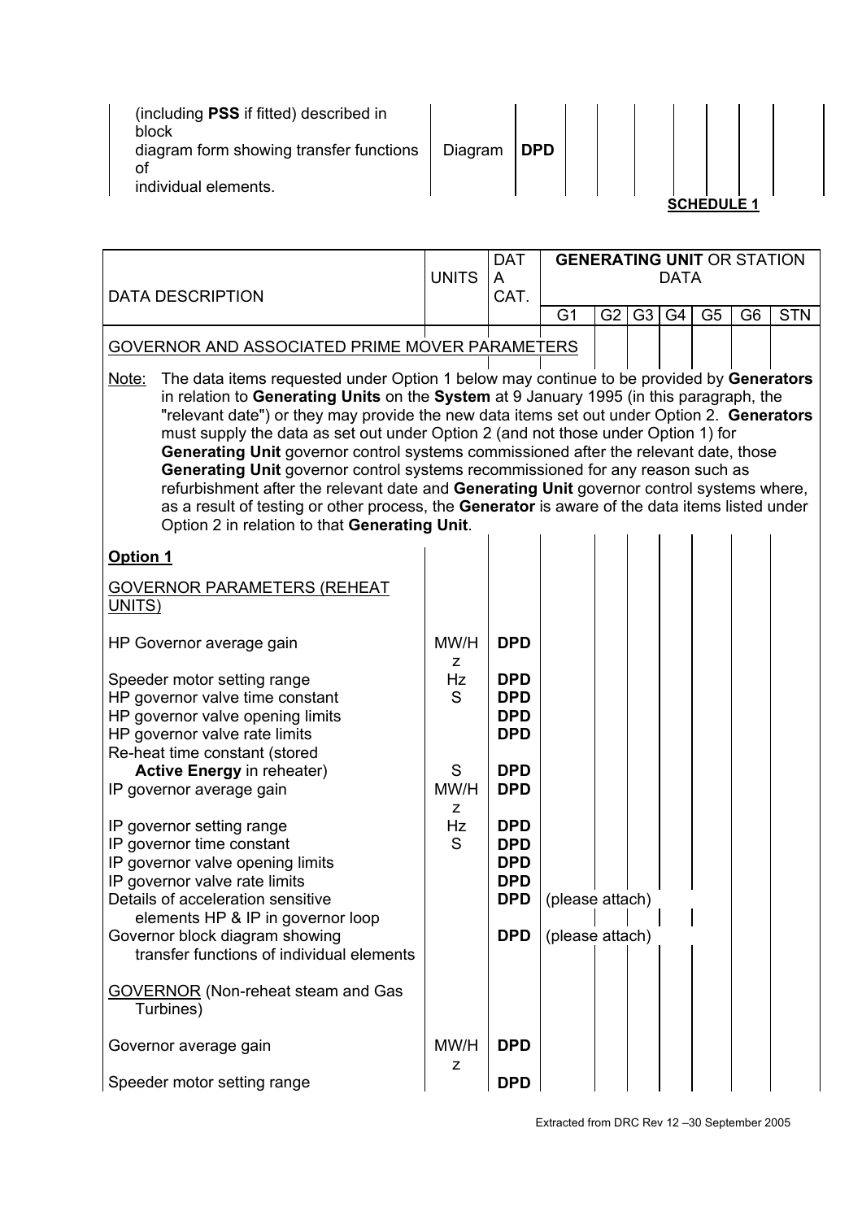| | | | | | | | | | |
|---|---|---|---|---|---|---|---|---|---|
| (including **PSS** if fitted) described in block diagram form showing transfer functions of individual elements. | Diagram | **DPD** | | | | | | | |

**SCHEDULE 1**

| DATA DESCRIPTION | UNITS | DATA CAT. | **GENERATING UNIT** OR STATION DATA | | | | | | |
|---|---|---|---|---|---|---|---|---|---|
| | | | G1 | G2 | G3 | G4 | G5 | G6 | STN |
| GOVERNOR AND ASSOCIATED PRIME MOVER PARAMETERS | | | | | | | | | |
| Note: The data items requested under Option 1 below may continue to be provided by **Generators** in relation to **Generating Units** on the **System** at 9 January 1995 (in this paragraph, the "relevant date") or they may provide the new data items set out under Option 2. **Generators** must supply the data as set out under Option 2 (and not those under Option 1) for **Generating Unit** governor control systems commissioned after the relevant date, those **Generating Unit** governor control systems recommissioned for any reason such as refurbishment after the relevant date and **Generating Unit** governor control systems where, as a result of testing or other process, the **Generator** is aware of the data items listed under Option 2 in relation to that **Generating Unit**. | | | | | | | | | |
| **Option 1** | | | | | | | | | |
| GOVERNOR PARAMETERS (REHEAT UNITS) | | | | | | | | | |
| HP Governor average gain | MW/Hz | **DPD** | | | | | | | |
| Speeder motor setting range | Hz | **DPD** | | | | | | | |
| HP governor valve time constant | S | **DPD** | | | | | | | |
| HP governor valve opening limits | | **DPD** | | | | | | | |
| HP governor valve rate limits | | **DPD** | | | | | | | |
| Re-heat time constant (stored **Active Energy** in reheater) | S | **DPD** | | | | | | | |
| IP governor average gain | MW/Hz | **DPD** | | | | | | | |
| IP governor setting range | Hz | **DPD** | | | | | | | |
| IP governor time constant | S | **DPD** | | | | | | | |
| IP governor valve opening limits | | **DPD** | | | | | | | |
| IP governor valve rate limits | | **DPD** | | | | | | | |
| Details of acceleration sensitive elements HP & IP in governor loop | | **DPD** | (please attach) | | | | | | |
| Governor block diagram showing transfer functions of individual elements | | **DPD** | (please attach) | | | | | | |
| GOVERNOR (Non-reheat steam and Gas Turbines) | | | | | | | | | |
| Governor average gain | MW/Hz | **DPD** | | | | | | | |
| Speeder motor setting range | | **DPD** | | | | | | | |

Extracted from DRC Rev 12 –30 September 2005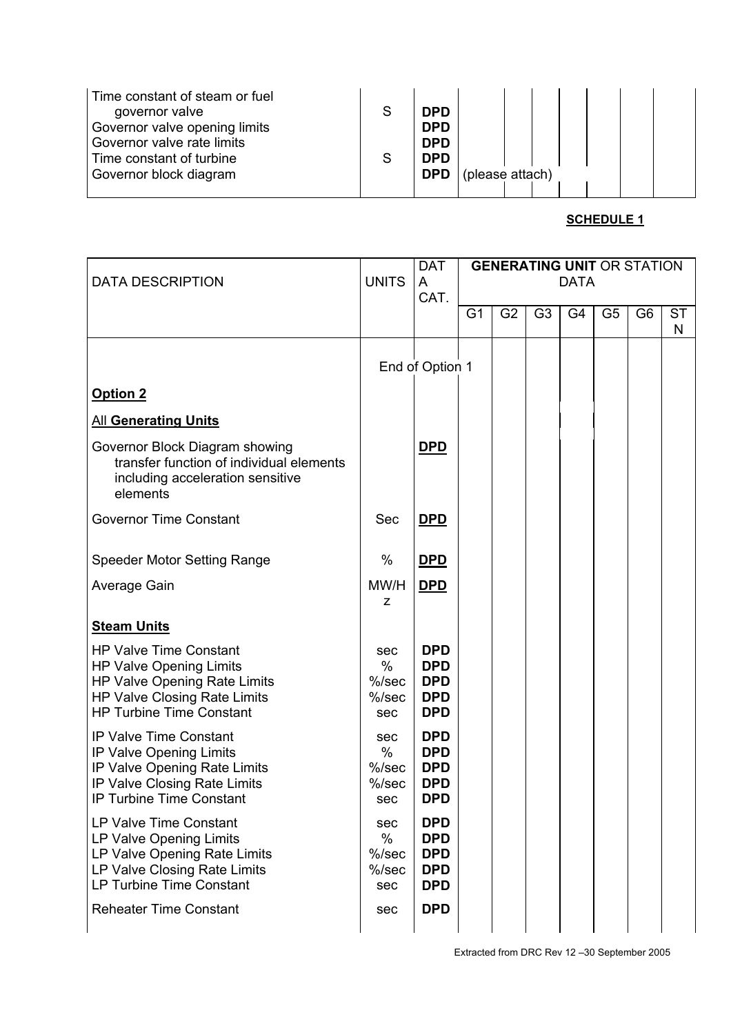| | | | | | | | | | |
|---|---|---|---|---|---|---|---|---|---|
| Time constant of steam or fuel governor valve | S | **DPD** | | | | | | | |
| Governor valve opening limits | | **DPD** | | | | | | | |
| Governor valve rate limits | | **DPD** | | | | | | | |
| Time constant of turbine | S | **DPD** | | | | | | | |
| Governor block diagram | | **DPD** | (please attach) | | | | | | |

**SCHEDULE 1**

| DATA DESCRIPTION | UNITS | DATA CAT. | **GENERATING UNIT** OR STATION DATA | | | | | | |
|---|---|---|---|---|---|---|---|---|---|
| | | | G1 | G2 | G3 | G4 | G5 | G6 | STN |
| | End of Option 1 | | | | | | | | |
| **Option 2** | | | | | | | | | |
| All **Generating Units** | | | | | | | | | |
| Governor Block Diagram showing transfer function of individual elements including acceleration sensitive elements | | **DPD** | | | | | | | |
| Governor Time Constant | Sec | **DPD** | | | | | | | |
| Speeder Motor Setting Range | % | **DPD** | | | | | | | |
| Average Gain | MW/Hz | **DPD** | | | | | | | |
| **Steam Units** | | | | | | | | | |
| HP Valve Time Constant | sec | **DPD** | | | | | | | |
| HP Valve Opening Limits | % | **DPD** | | | | | | | |
| HP Valve Opening Rate Limits | %/sec | **DPD** | | | | | | | |
| HP Valve Closing Rate Limits | %/sec | **DPD** | | | | | | | |
| HP Turbine Time Constant | sec | **DPD** | | | | | | | |
| IP Valve Time Constant | sec | **DPD** | | | | | | | |
| IP Valve Opening Limits | % | **DPD** | | | | | | | |
| IP Valve Opening Rate Limits | %/sec | **DPD** | | | | | | | |
| IP Valve Closing Rate Limits | %/sec | **DPD** | | | | | | | |
| IP Turbine Time Constant | sec | **DPD** | | | | | | | |
| LP Valve Time Constant | sec | **DPD** | | | | | | | |
| LP Valve Opening Limits | % | **DPD** | | | | | | | |
| LP Valve Opening Rate Limits | %/sec | **DPD** | | | | | | | |
| LP Valve Closing Rate Limits | %/sec | **DPD** | | | | | | | |
| LP Turbine Time Constant | sec | **DPD** | | | | | | | |
| Reheater Time Constant | sec | **DPD** | | | | | | | |

Extracted from DRC Rev 12 –30 September 2005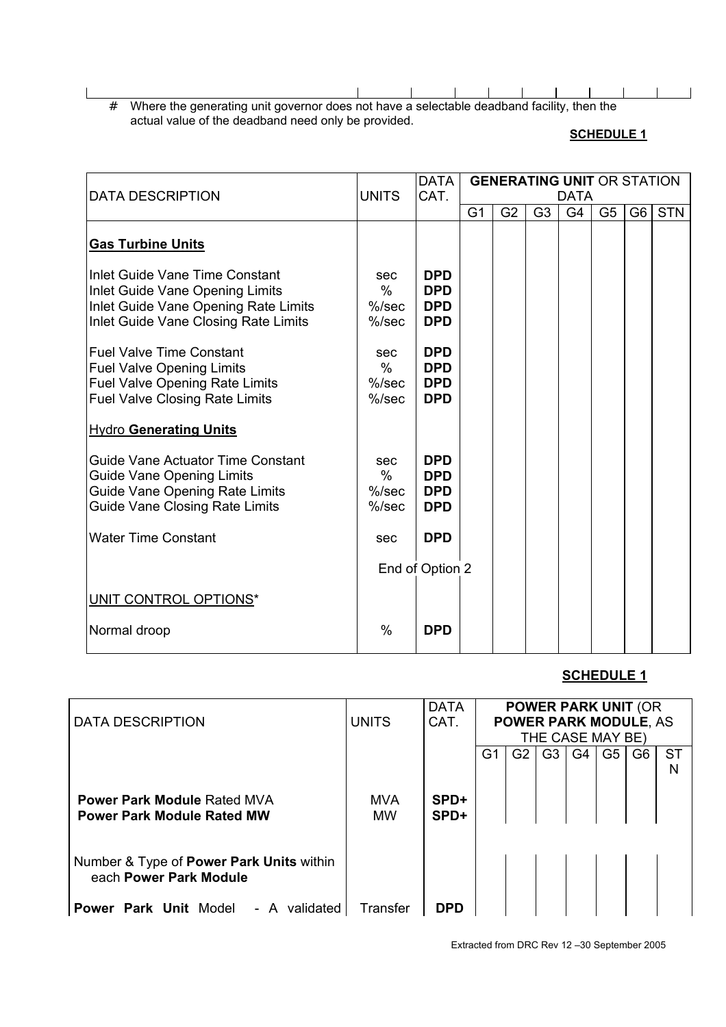# Where the generating unit governor does not have a selectable deadband facility, then the actual value of the deadband need only be provided.

**SCHEDULE 1**

| DATA DESCRIPTION | UNITS | DATA CAT. | **GENERATING UNIT** OR STATION DATA | | | | | | |
|---|---|---|---|---|---|---|---|---|---|
| | | | G1 | G2 | G3 | G4 | G5 | G6 | STN |
| **Gas Turbine Units** | | | | | | | | | |
| Inlet Guide Vane Time Constant | sec | **DPD** | | | | | | | |
| Inlet Guide Vane Opening Limits | % | **DPD** | | | | | | | |
| Inlet Guide Vane Opening Rate Limits | %/sec | **DPD** | | | | | | | |
| Inlet Guide Vane Closing Rate Limits | %/sec | **DPD** | | | | | | | |
| Fuel Valve Time Constant | sec | **DPD** | | | | | | | |
| Fuel Valve Opening Limits | % | **DPD** | | | | | | | |
| Fuel Valve Opening Rate Limits | %/sec | **DPD** | | | | | | | |
| Fuel Valve Closing Rate Limits | %/sec | **DPD** | | | | | | | |
| Hydro **Generating Units** | | | | | | | | | |
| Guide Vane Actuator Time Constant | sec | **DPD** | | | | | | | |
| Guide Vane Opening Limits | % | **DPD** | | | | | | | |
| Guide Vane Opening Rate Limits | %/sec | **DPD** | | | | | | | |
| Guide Vane Closing Rate Limits | %/sec | **DPD** | | | | | | | |
| Water Time Constant | sec | **DPD** | | | | | | | |
| | End of Option 2 | | | | | | | | |
| UNIT CONTROL OPTIONS* | | | | | | | | | |
| Normal droop | % | **DPD** | | | | | | | |

**SCHEDULE 1**

| DATA DESCRIPTION | UNITS | DATA CAT. | **POWER PARK UNIT** (OR **POWER PARK MODULE**, AS THE CASE MAY BE) | | | | | | |
|---|---|---|---|---|---|---|---|---|---|
| | | | G1 | G2 | G3 | G4 | G5 | G6 | STN |
| **Power Park Module** Rated MVA | MVA | **SPD+** | | | | | | | |
| **Power Park Module Rated MW** | MW | **SPD+** | | | | | | | |
| Number & Type of **Power Park Units** within each **Power Park Module** | | | | | | | | | |
| **Power Park Unit** Model - A validated | Transfer | **DPD** | | | | | | | |

Extracted from DRC Rev 12 –30 September 2005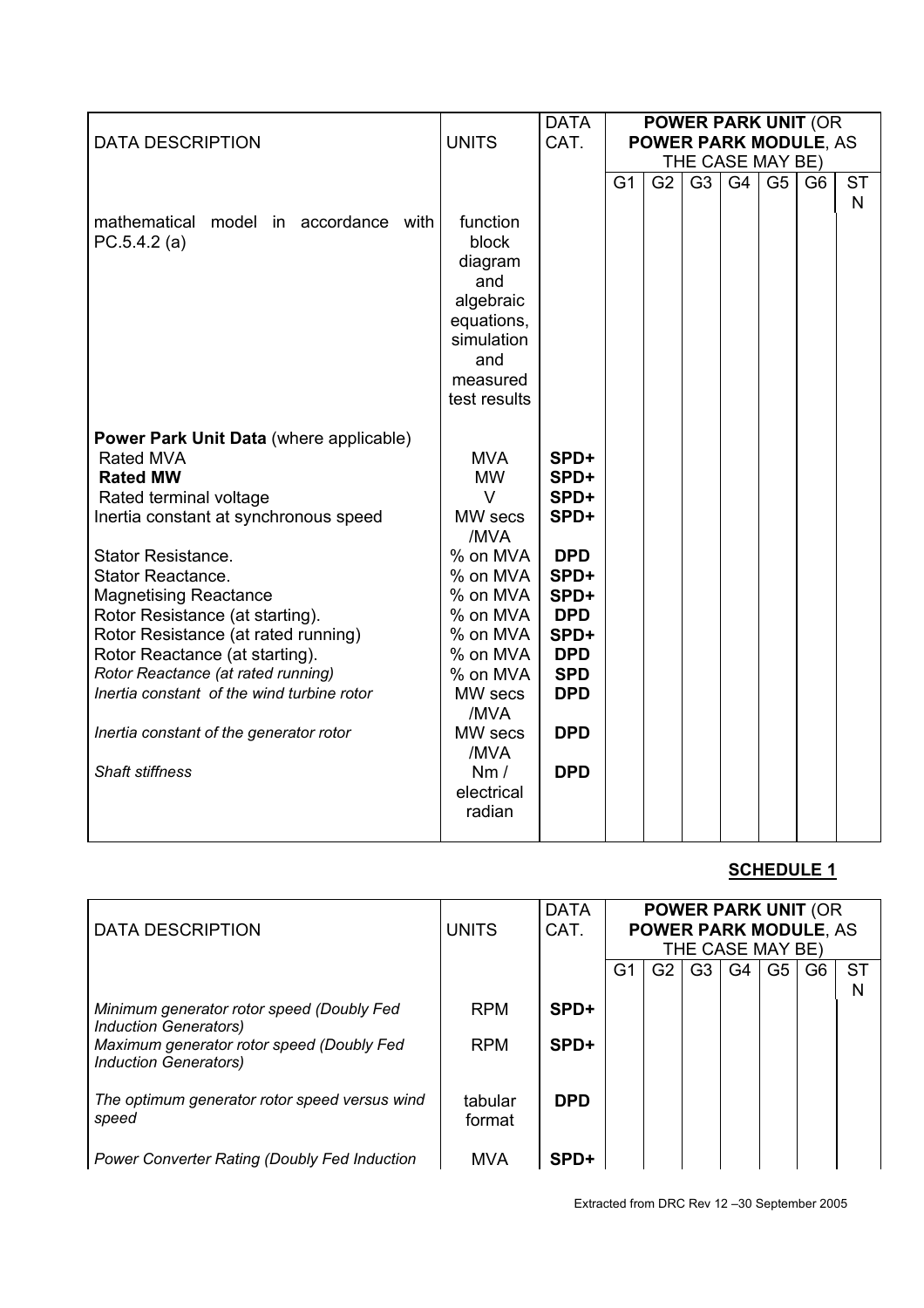| DATA DESCRIPTION | UNITS | DATA CAT. | **POWER PARK UNIT** (OR **POWER PARK MODULE**, AS THE CASE MAY BE) | | | | | | |
|---|---|---|---|---|---|---|---|---|---|
| | | | G1 | G2 | G3 | G4 | G5 | G6 | STN |
| mathematical model in accordance with PC.5.4.2 (a) | function block diagram and algebraic equations, simulation and measured test results | | | | | | | | |
| **Power Park Unit Data** (where applicable) | | | | | | | | | |
| Rated MVA | MVA | **SPD+** | | | | | | | |
| **Rated MW** | MW | **SPD+** | | | | | | | |
| Rated terminal voltage | V | **SPD+** | | | | | | | |
| Inertia constant at synchronous speed | MW secs /MVA | **SPD+** | | | | | | | |
| Stator Resistance. | % on MVA | **DPD** | | | | | | | |
| Stator Reactance. | % on MVA | **SPD+** | | | | | | | |
| Magnetising Reactance | % on MVA | **SPD+** | | | | | | | |
| Rotor Resistance (at starting). | % on MVA | **DPD** | | | | | | | |
| Rotor Resistance (at rated running) | % on MVA | **SPD+** | | | | | | | |
| Rotor Reactance (at starting). | % on MVA | **DPD** | | | | | | | |
| *Rotor Reactance (at rated running)* | % on MVA | **SPD** | | | | | | | |
| *Inertia constant of the wind turbine rotor* | MW secs /MVA | **DPD** | | | | | | | |
| *Inertia constant of the generator rotor* | MW secs /MVA | **DPD** | | | | | | | |
| *Shaft stiffness* | Nm / electrical radian | **DPD** | | | | | | | |

**SCHEDULE 1**

| DATA DESCRIPTION | UNITS | DATA CAT. | **POWER PARK UNIT** (OR **POWER PARK MODULE**, AS THE CASE MAY BE) | | | | | | |
|---|---|---|---|---|---|---|---|---|---|
| | | | G1 | G2 | G3 | G4 | G5 | G6 | STN |
| *Minimum generator rotor speed (Doubly Fed Induction Generators)* | RPM | **SPD+** | | | | | | | |
| *Maximum generator rotor speed (Doubly Fed Induction Generators)* | RPM | **SPD+** | | | | | | | |
| *The optimum generator rotor speed versus wind speed* | tabular format | **DPD** | | | | | | | |
| *Power Converter Rating (Doubly Fed Induction* | MVA | **SPD+** | | | | | | | |

Extracted from DRC Rev 12 –30 September 2005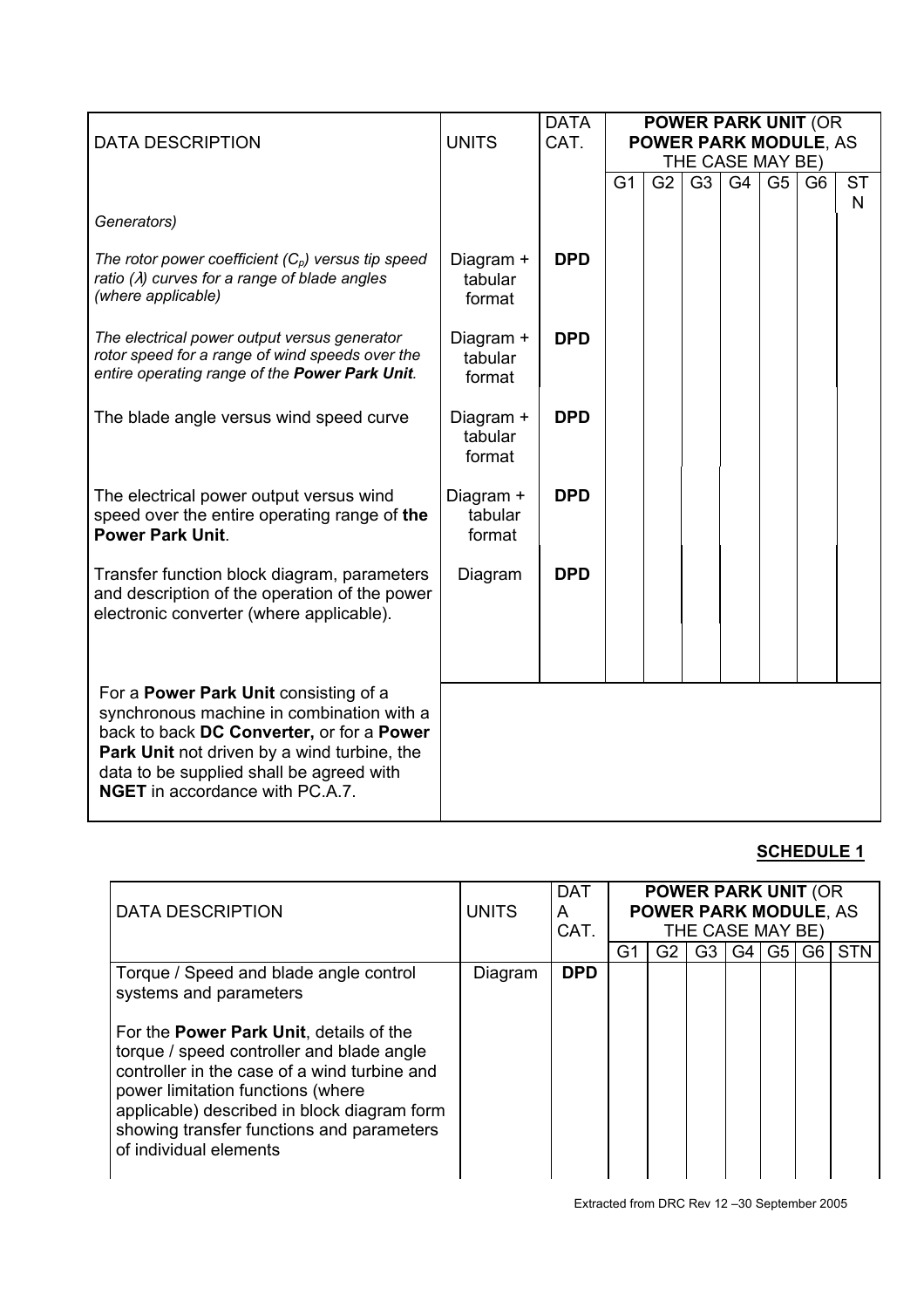| DATA DESCRIPTION | UNITS | DATA CAT. | POWER PARK UNIT (OR POWER PARK MODULE, AS THE CASE MAY BE) | | | | | | |
|---|---|---|---|---|---|---|---|---|---|
| | | | G1 | G2 | G3 | G4 | G5 | G6 | STN |
| *Generators)* | | | | | | | | | |
| *The rotor power coefficient ($C_p$) versus tip speed ratio ($\lambda$) curves for a range of blade angles (where applicable)* | Diagram + tabular format | **DPD** | | | | | | | |
| *The electrical power output versus generator rotor speed for a range of wind speeds over the entire operating range of the **Power Park Unit**.* | Diagram + tabular format | **DPD** | | | | | | | |
| The blade angle versus wind speed curve | Diagram + tabular format | **DPD** | | | | | | | |
| The electrical power output versus wind speed over the entire operating range of **the Power Park Unit**. | Diagram + tabular format | **DPD** | | | | | | | |
| Transfer function block diagram, parameters and description of the operation of the power electronic converter (where applicable). | Diagram | **DPD** | | | | | | | |
| For a **Power Park Unit** consisting of a synchronous machine in combination with a back to back **DC Converter,** or for a **Power Park Unit** not driven by a wind turbine, the data to be supplied shall be agreed with **NGET** in accordance with PC.A.7. | | | | | | | | | |

**SCHEDULE 1**

| DATA DESCRIPTION | UNITS | DATA CAT. | POWER PARK UNIT (OR POWER PARK MODULE, AS THE CASE MAY BE) | | | | | | |
|---|---|---|---|---|---|---|---|---|---|
| | | | G1 | G2 | G3 | G4 | G5 | G6 | STN |
| Torque / Speed and blade angle control systems and parameters<br><br>For the **Power Park Unit**, details of the torque / speed controller and blade angle controller in the case of a wind turbine and power limitation functions (where applicable) described in block diagram form showing transfer functions and parameters of individual elements | Diagram | **DPD** | | | | | | | |

Extracted from DRC Rev 12 –30 September 2005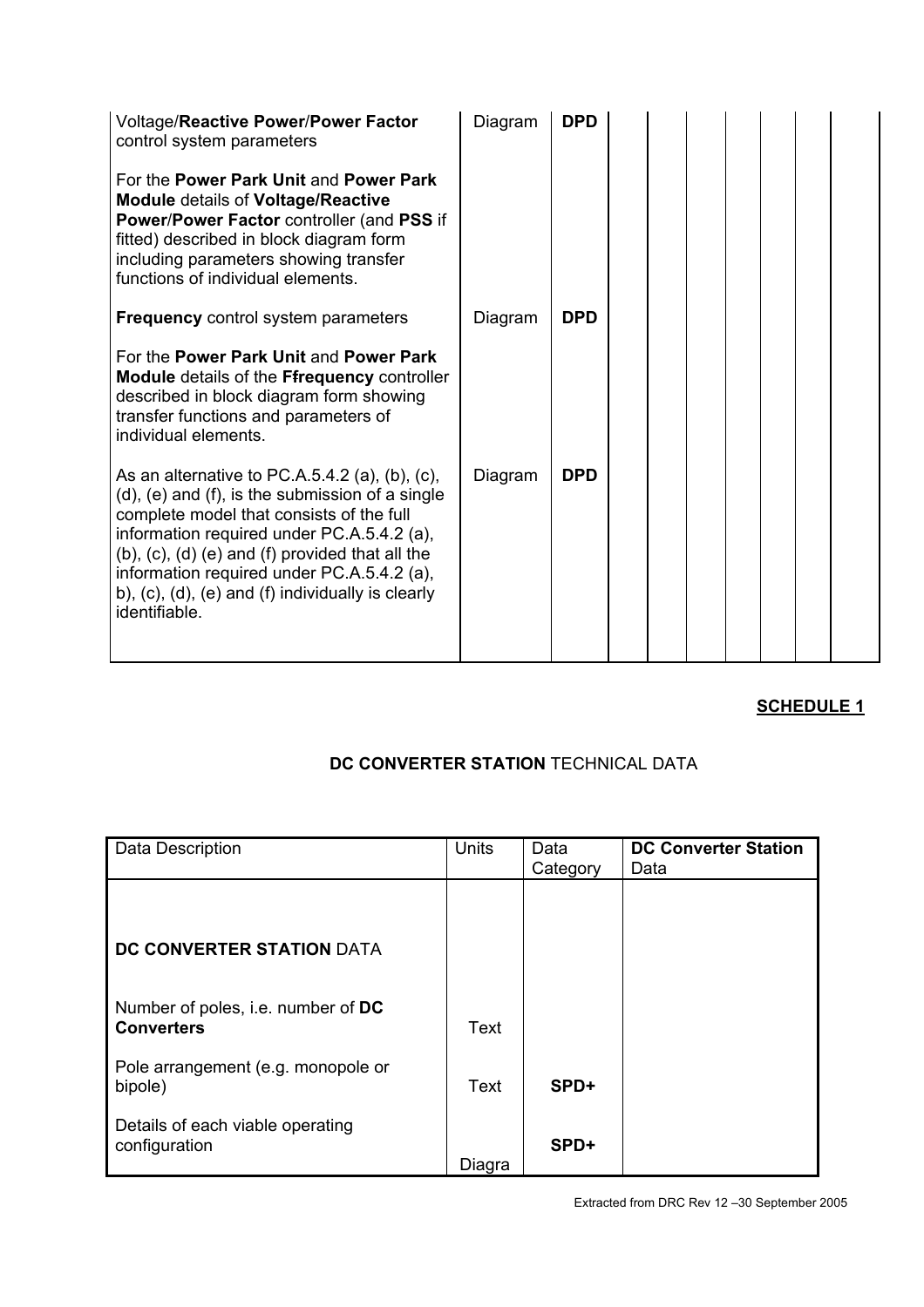| | | | | | | | | | | |
|---|---|---|---|---|---|---|---|---|---|---|
| Voltage/**Reactive Power**/**Power Factor** control system parameters<br><br>For the **Power Park Unit** and **Power Park Module** details of **Voltage/Reactive Power**/**Power Factor** controller (and **PSS** if fitted) described in block diagram form including parameters showing transfer functions of individual elements. | Diagram | **DPD** | | | | | | | | |
| **Frequency** control system parameters<br><br>For the **Power Park Unit** and **Power Park Module** details of the **Ffrequency** controller described in block diagram form showing transfer functions and parameters of individual elements. | Diagram | **DPD** | | | | | | | | |
| As an alternative to PC.A.5.4.2 (a), (b), (c), (d), (e) and (f), is the submission of a single complete model that consists of the full information required under PC.A.5.4.2 (a), (b), (c), (d) (e) and (f) provided that all the information required under PC.A.5.4.2 (a), b), (c), (d), (e) and (f) individually is clearly identifiable. | Diagram | **DPD** | | | | | | | | |

**SCHEDULE 1**

**DC CONVERTER STATION** TECHNICAL DATA

| Data Description | Units | Data Category | **DC Converter Station** Data |
|---|---|---|---|
| **DC CONVERTER STATION** DATA | | | |
| Number of poles, i.e. number of **DC Converters** | Text | | |
| Pole arrangement (e.g. monopole or bipole) | Text | **SPD+** | |
| Details of each viable operating configuration | Diagra | **SPD+** | |

Extracted from DRC Rev 12 –30 September 2005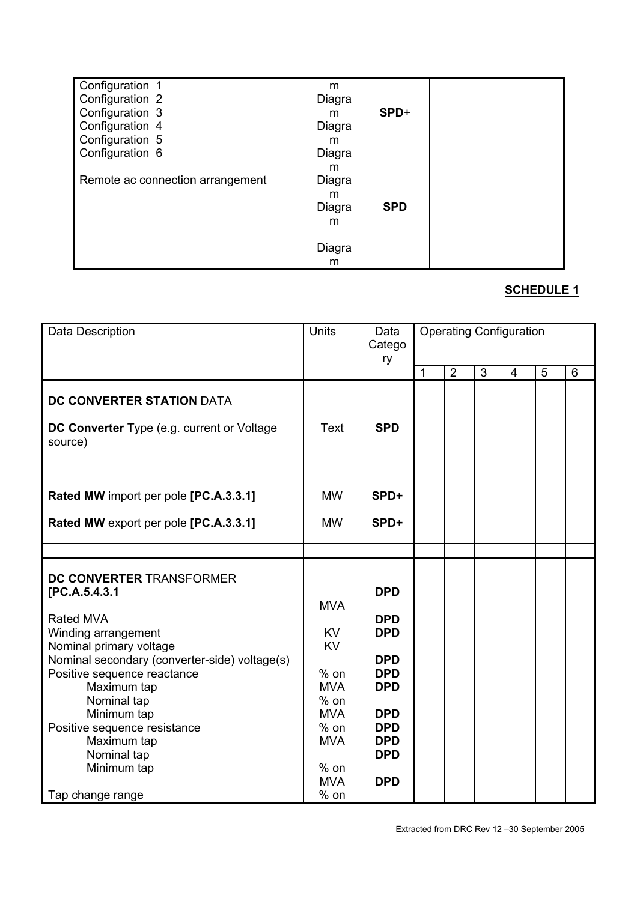| | | | |
|---|---|---|---|
| Configuration 1<br>Configuration 2<br>Configuration 3<br>Configuration 4<br>Configuration 5<br>Configuration 6<br><br>Remote ac connection arrangement | m<br>Diagram<br>Diagram<br>Diagram<br>Diagram<br>Diagram<br><br>Diagram | SPD+<br><br><br><br><br><br>**SPD** | |

**SCHEDULE 1**

| Data Description | Units | Data Category | Operating Configuration | | | | | |
|---|---|---|---|---|---|---|---|---|
| | | | 1 | 2 | 3 | 4 | 5 | 6 |
| **DC CONVERTER STATION** DATA | | | | | | | | |
| **DC Converter** Type (e.g. current or Voltage source) | Text | **SPD** | | | | | | |
| **Rated MW** import per pole **[PC.A.3.3.1]** | MW | **SPD+** | | | | | | |
| **Rated MW** export per pole **[PC.A.3.3.1]** | MW | **SPD+** | | | | | | |
| | | | | | | | | |
| **DC CONVERTER** TRANSFORMER **[PC.A.5.4.3.1** | | | | | | | | |
| Rated MVA | MVA | **DPD** | | | | | | |
| Winding arrangement | | **DPD** | | | | | | |
| Nominal primary voltage | KV | **DPD** | | | | | | |
| Nominal secondary (converter-side) voltage(s) | KV | **DPD** | | | | | | |
| Positive sequence reactance | | | | | | | | |
| Maximum tap | % on MVA | **DPD** | | | | | | |
| Nominal tap | % on MVA | **DPD** | | | | | | |
| Minimum tap | % on MVA | **DPD** | | | | | | |
| Positive sequence resistance | | | | | | | | |
| Maximum tap | % on MVA | **DPD** | | | | | | |
| Nominal tap | % on MVA | **DPD** | | | | | | |
| Minimum tap | % on MVA | **DPD** | | | | | | |
| Tap change range | % on | **DPD** | | | | | | |

Extracted from DRC Rev 12 –30 September 2005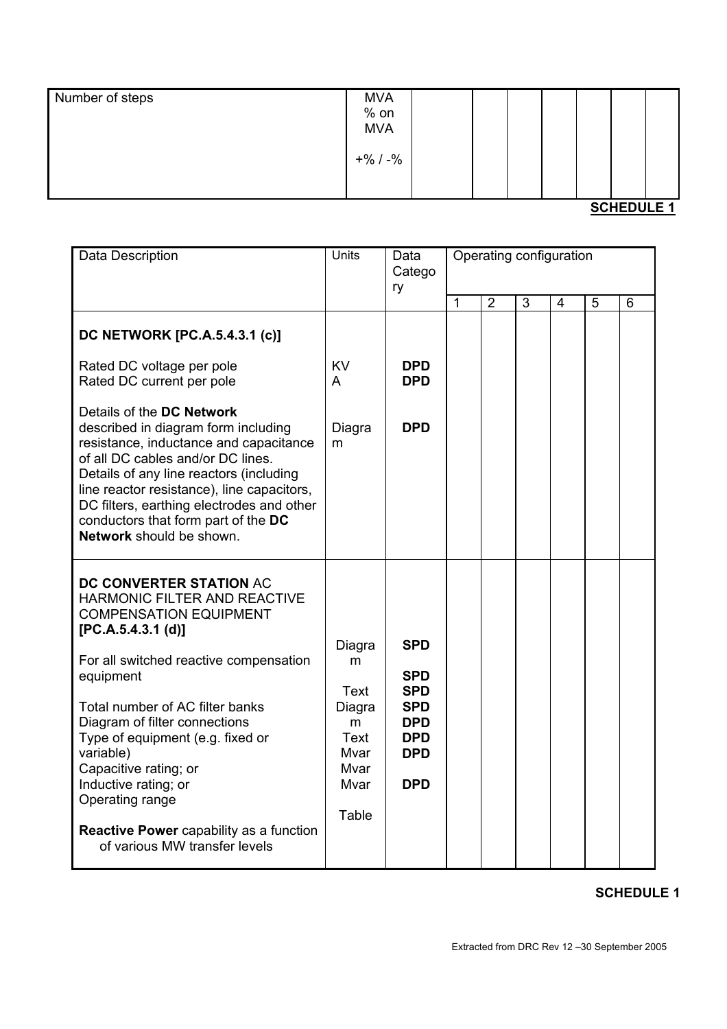| Number of steps | MVA<br>% on<br>MVA<br><br>+% / -% | | | | | | | |
|---|---|---|---|---|---|---|---|---|

**SCHEDULE 1**

| Data Description | Units | Data Category | Operating configuration | | | | | |
|---|---|---|---|---|---|---|---|---|
| | | | 1 | 2 | 3 | 4 | 5 | 6 |
| **DC NETWORK [PC.A.5.4.3.1 (c)]** | | | | | | | | |
| Rated DC voltage per pole | KV | **DPD** | | | | | | |
| Rated DC current per pole | A | **DPD** | | | | | | |
| Details of the **DC Network** described in diagram form including resistance, inductance and capacitance of all DC cables and/or DC lines. Details of any line reactors (including line reactor resistance), line capacitors, DC filters, earthing electrodes and other conductors that form part of the **DC Network** should be shown. | Diagram | **DPD** | | | | | | |
| **DC CONVERTER STATION** AC HARMONIC FILTER AND REACTIVE COMPENSATION EQUIPMENT **[PC.A.5.4.3.1 (d)]** | | | | | | | | |
| For all switched reactive compensation equipment | Diagram | **SPD** | | | | | | |
| Total number of AC filter banks | Text | **SPD** | | | | | | |
| Diagram of filter connections | Diagram | **SPD** | | | | | | |
| Type of equipment (e.g. fixed or variable) | Text | **SPD** | | | | | | |
| Capacitive rating; or | Mvar | **DPD** | | | | | | |
| Inductive rating; or | Mvar | **DPD** | | | | | | |
| Operating range | Mvar | **DPD** | | | | | | |
| **Reactive Power** capability as a function of various MW transfer levels | Table | **DPD** | | | | | | |

**SCHEDULE 1**

Extracted from DRC Rev 12 –30 September 2005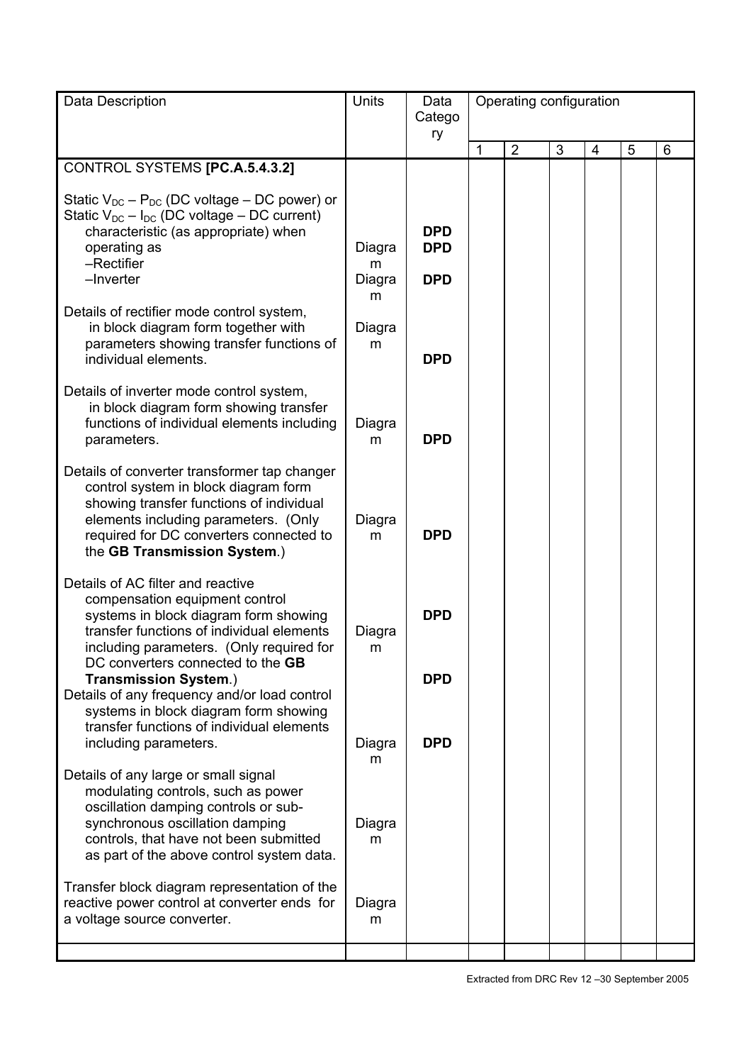| Data Description | Units | Data Category | Operating configuration | | | | | |
|---|---|---|---|---|---|---|---|---|
| | | | 1 | 2 | 3 | 4 | 5 | 6 |
| CONTROL SYSTEMS **[PC.A.5.4.3.2]** | | | | | | | | |
| Static $V_{DC}$ – $P_{DC}$ (DC voltage – DC power) or Static $V_{DC}$ – $I_{DC}$ (DC voltage – DC current) characteristic (as appropriate) when operating as | | **DPD** | | | | | | |
| –Rectifier | Diagram | **DPD** | | | | | | |
| –Inverter | Diagram | **DPD** | | | | | | |
| Details of rectifier mode control system, in block diagram form together with parameters showing transfer functions of individual elements. | Diagram | **DPD** | | | | | | |
| Details of inverter mode control system, in block diagram form showing transfer functions of individual elements including parameters. | Diagram | **DPD** | | | | | | |
| Details of converter transformer tap changer control system in block diagram form showing transfer functions of individual elements including parameters. (Only required for DC converters connected to the **GB Transmission System**.) | Diagram | **DPD** | | | | | | |
| Details of AC filter and reactive compensation equipment control systems in block diagram form showing transfer functions of individual elements including parameters. (Only required for DC converters connected to the **GB Transmission System**.) | Diagram | **DPD** | | | | | | |
| Details of any frequency and/or load control systems in block diagram form showing transfer functions of individual elements including parameters. | Diagram | **DPD** | | | | | | |
| Details of any large or small signal modulating controls, such as power oscillation damping controls or sub-synchronous oscillation damping controls, that have not been submitted as part of the above control system data. | Diagram | **DPD** | | | | | | |
| Transfer block diagram representation of the reactive power control at converter ends for a voltage source converter. | Diagram | | | | | | | |
| | | | | | | | | |

Extracted from DRC Rev 12 –30 September 2005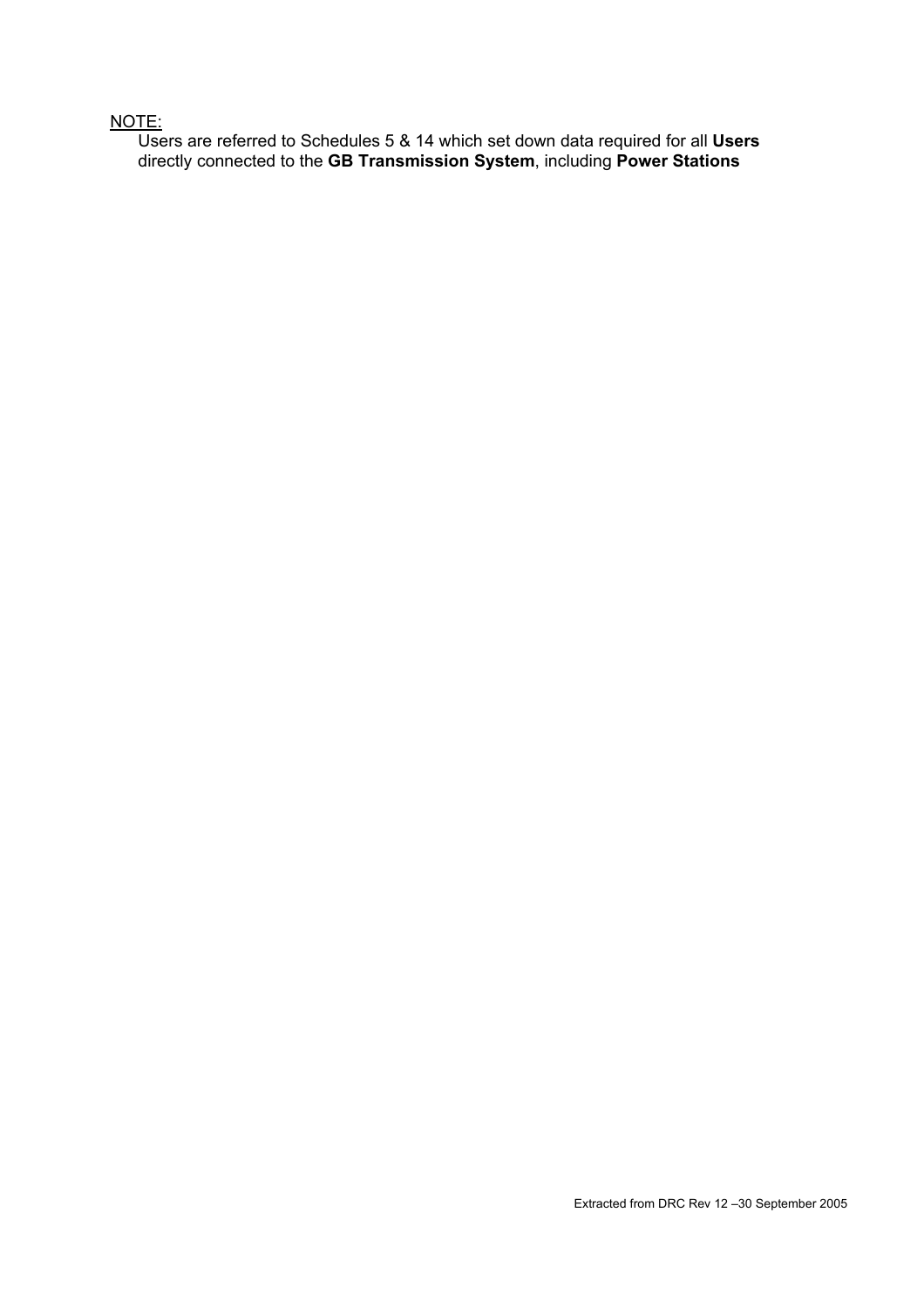NOTE:

Users are referred to Schedules 5 & 14 which set down data required for all **Users** directly connected to the **GB Transmission System**, including **Power Stations**

Extracted from DRC Rev 12 –30 September 2005